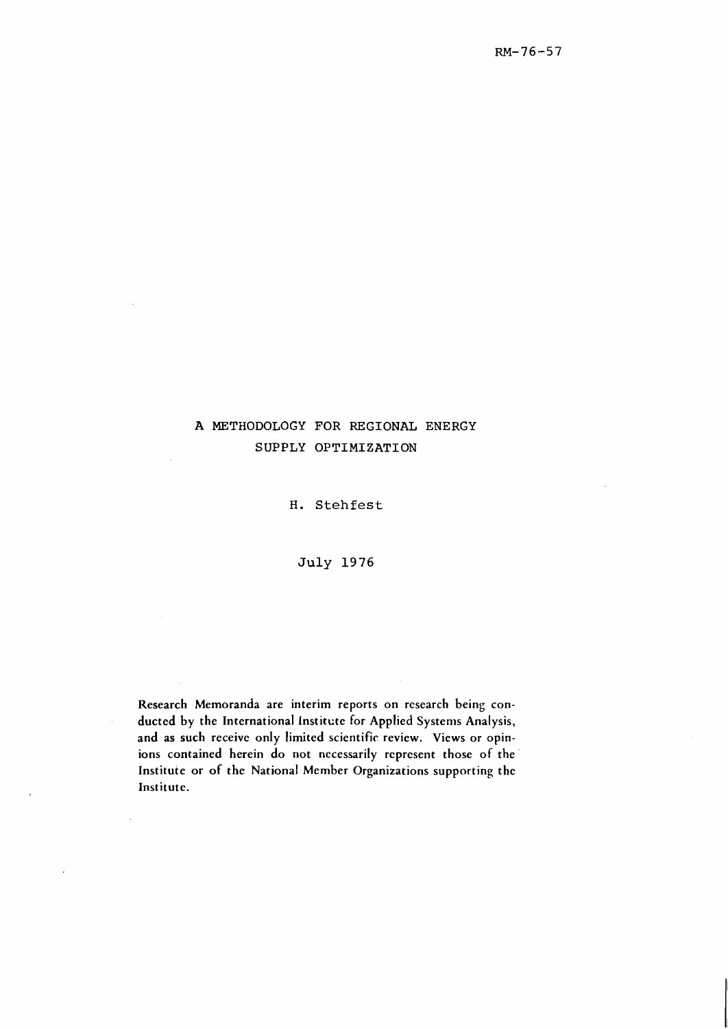RM-76-57

# A METHODOLOGY FOR REGIONAL ENERGY SUPPLY OPTIMIZATION

H. Stehfest

July 1976

Research Memoranda are interim reports on research being conducted by the International Institute for Applied Systems Analysis, and as such receive only limited scientific review. Views or opinions contained herein do not necessarily represent those of the Institute or of the National Member Organizations supporting the Institute.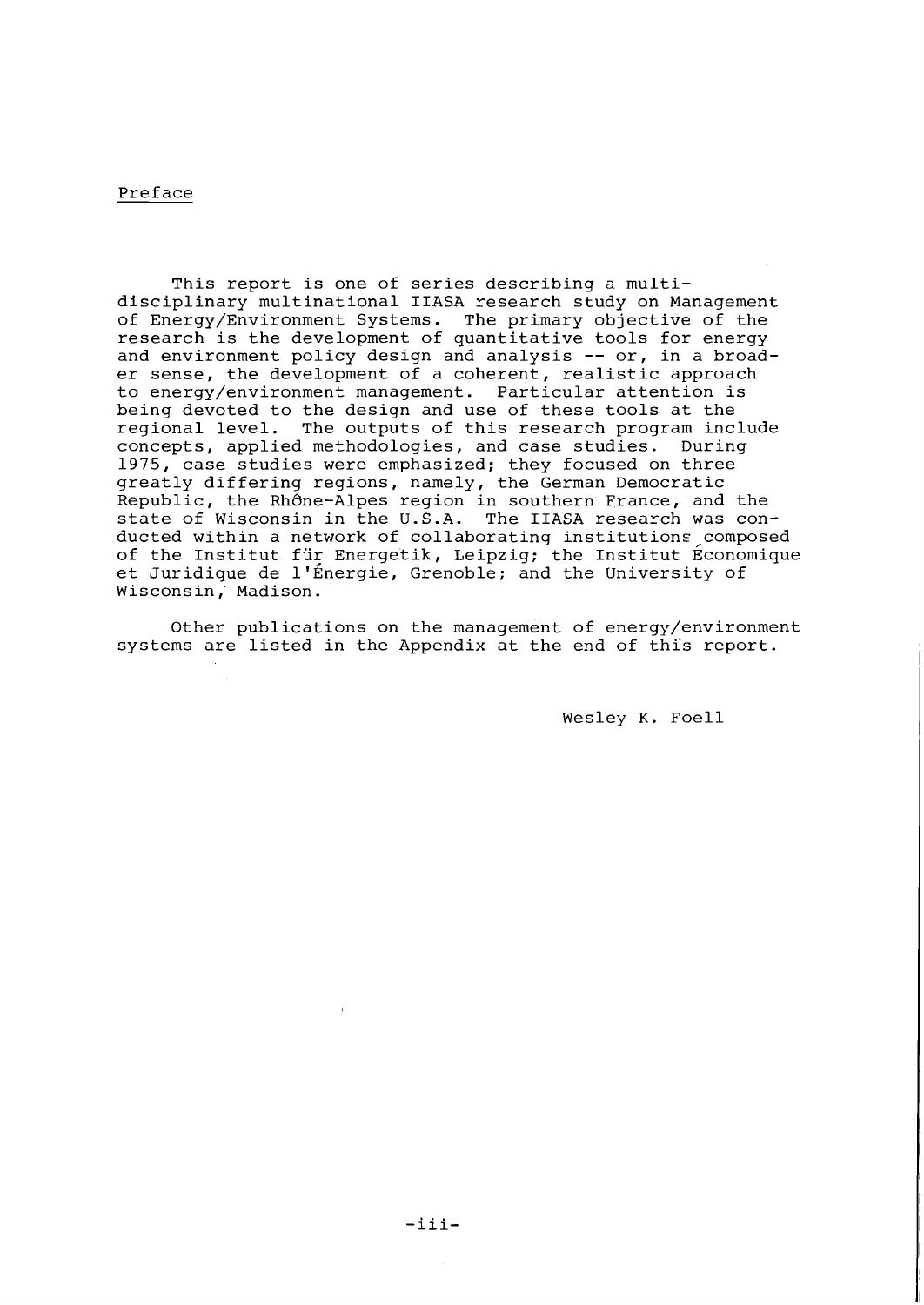## Preface

This report is one of series describing a multidisciplinary multinational IIASA research study on Management of Energy/Environment Systems. The primary objective of the research is the development of quantitative tools for energy and environment policy design and analysis -- or, in a broader sense, the development of a coherent, realistic approach to energy/environment management. Particular attention is being devoted to the design and use of these tools at the regional level. The outputs of this research program include concepts, applied methodologies, and case studies. During 1975, case studies were emphasized; they focused on three greatly differing regions, namely, the German Democratic Republic, the Rhône-Alpes region in southern France, and the state of Wisconsin in the U.S.A. The IIASA research was conducted within a network of collaborating institutions composed of the Institut für Energetik, Leipzig; the Institut Économique et Juridique de l'Énergie, Grenoble; and the University of Wisconsin, Madison.

Other publications on the management of energy/environment systems are listed in the Appendix at the end of this report.

Wesley K. Foell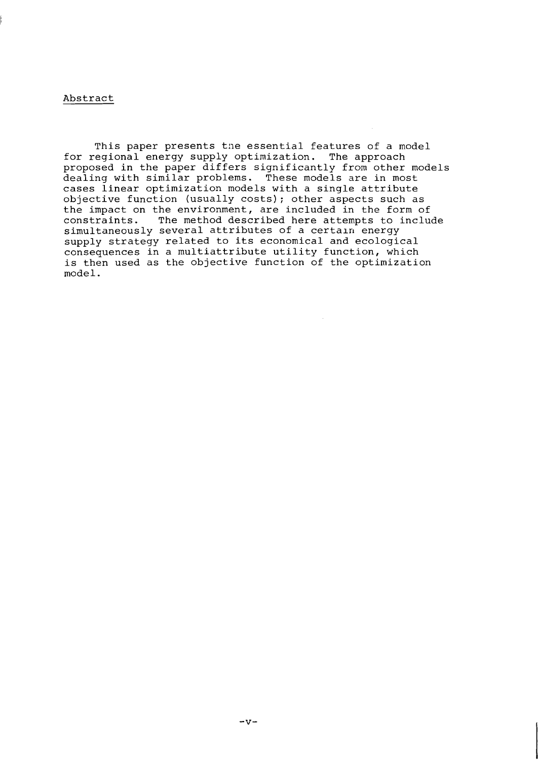## Abstract

This paper presents the essential features of a model for regional energy supply optimization. The approach proposed in the paper differs significantly from other models dealing with similar problems. These models are in most cases linear optimization models with a single attribute objective function (usually costs); other aspects such as the impact on the environment, are included in the form of constraints. The method described here attempts to include simultaneously several attributes of a certain energy supply strategy related to its economical and ecological consequences in a multiattribute utility function, which is then used as the objective function of the optimization model.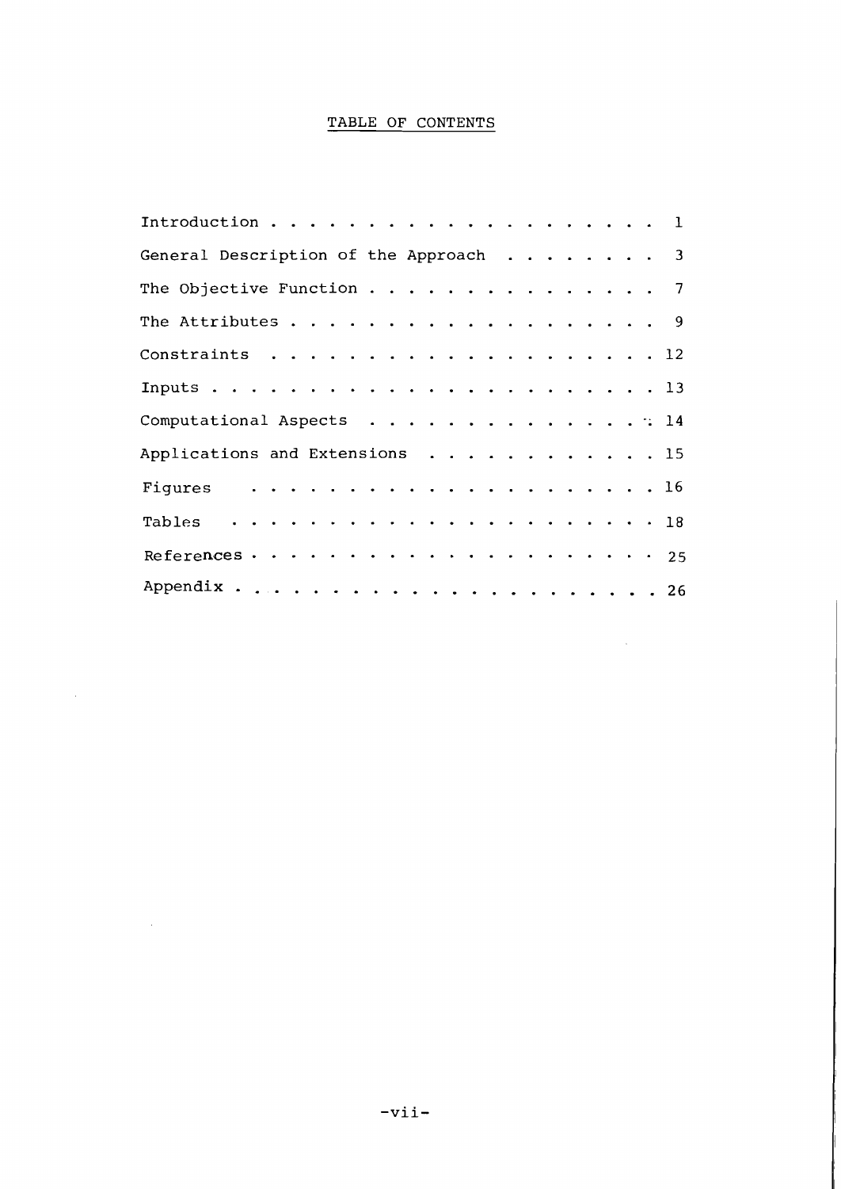# TABLE OF CONTENTS

| | |
|---|---|
| Introduction | 1 |
| General Description of the Approach | 3 |
| The Objective Function | 7 |
| The Attributes | 9 |
| Constraints | 12 |
| Inputs | 13 |
| Computational Aspects | 14 |
| Applications and Extensions | 15 |
| Figures | 16 |
| Tables | 18 |
| References | 25 |
| Appendix | 26 |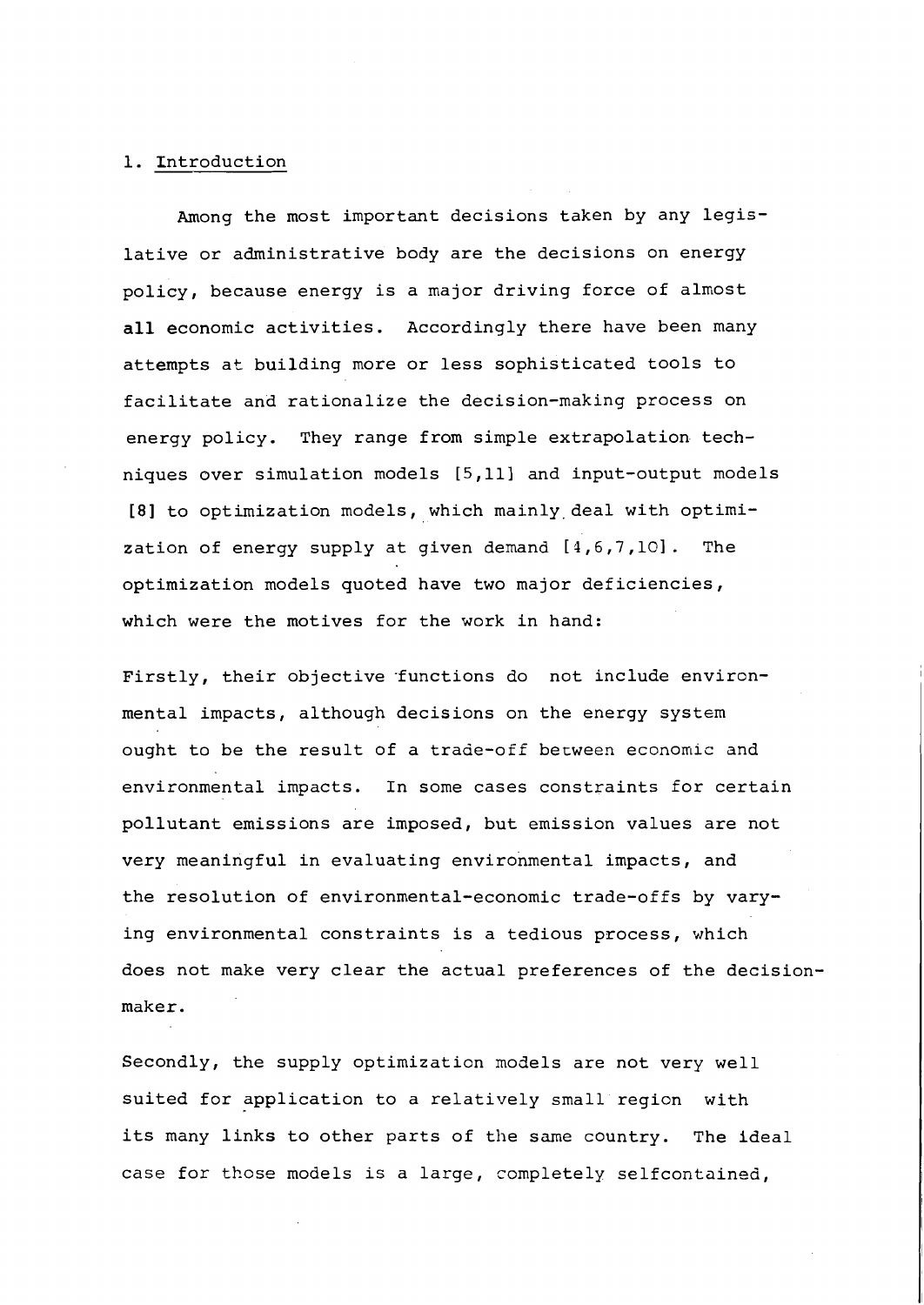## 1. Introduction

Among the most important decisions taken by any legislative or administrative body are the decisions on energy policy, because energy is a major driving force of almost all economic activities. Accordingly there have been many attempts at building more or less sophisticated tools to facilitate and rationalize the decision-making process on energy policy. They range from simple extrapolation techniques over simulation models [5,11] and input-output models [8] to optimization models, which mainly deal with optimization of energy supply at given demand [4,6,7,10]. The optimization models quoted have two major deficiencies, which were the motives for the work in hand:

Firstly, their objective functions do not include environmental impacts, although decisions on the energy system ought to be the result of a trade-off between economic and environmental impacts. In some cases constraints for certain pollutant emissions are imposed, but emission values are not very meaningful in evaluating environmental impacts, and the resolution of environmental-economic trade-offs by varying environmental constraints is a tedious process, which does not make very clear the actual preferences of the decision-maker.

Secondly, the supply optimization models are not very well suited for application to a relatively small region with its many links to other parts of the same country. The ideal case for those models is a large, completely selfcontained,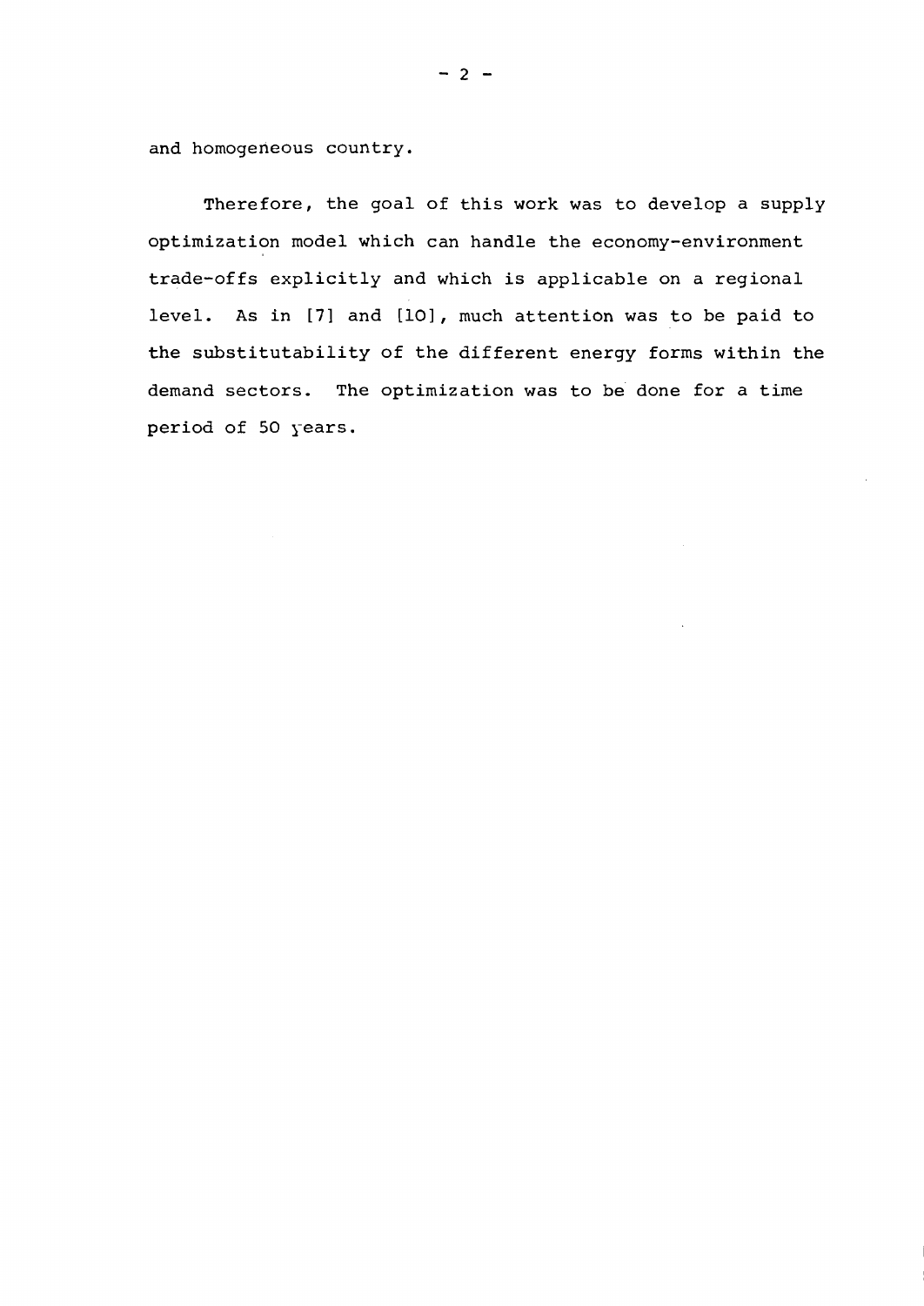and homogeneous country.

Therefore, the goal of this work was to develop a supply optimization model which can handle the economy-environment trade-offs explicitly and which is applicable on a regional level. As in [7] and [10], much attention was to be paid to the substitutability of the different energy forms within the demand sectors. The optimization was to be done for a time period of 50 years.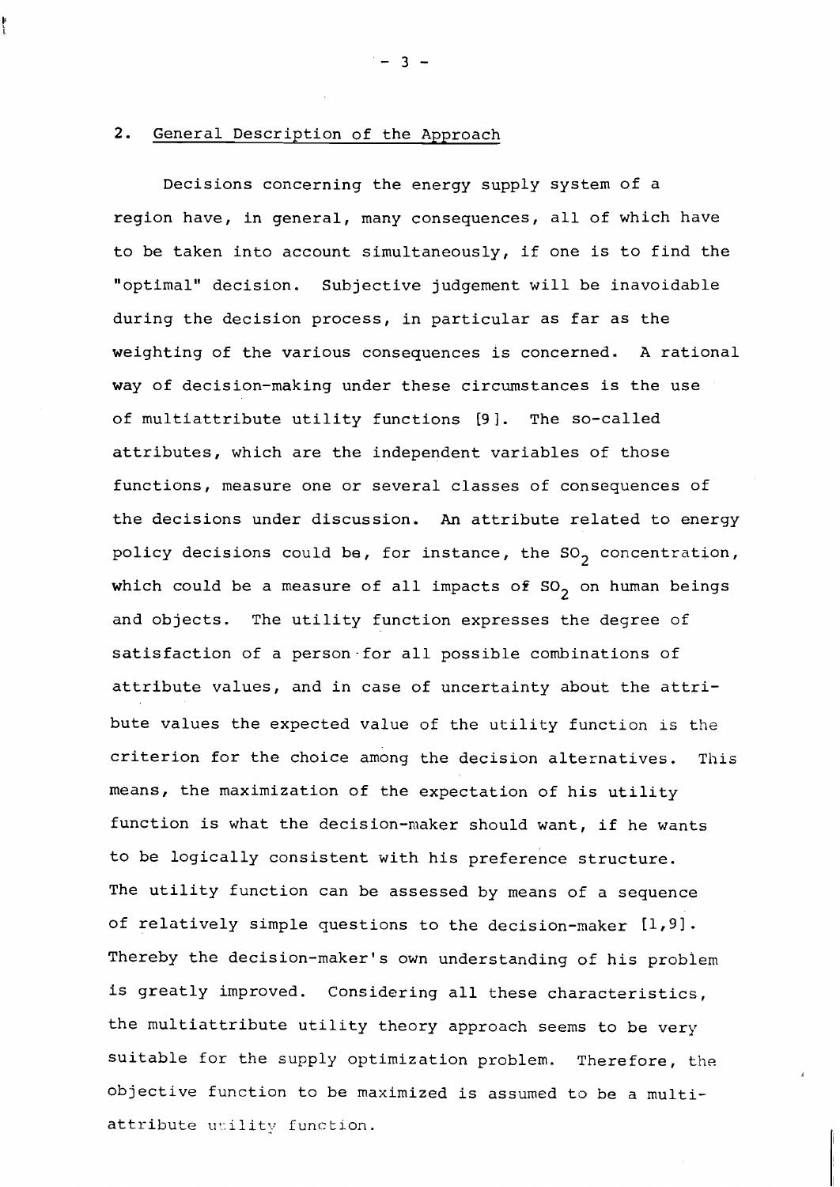## 2. General Description of the Approach

Decisions concerning the energy supply system of a region have, in general, many consequences, all of which have to be taken into account simultaneously, if one is to find the "optimal" decision. Subjective judgement will be inavoidable during the decision process, in particular as far as the weighting of the various consequences is concerned. A rational way of decision-making under these circumstances is the use of multiattribute utility functions [9]. The so-called attributes, which are the independent variables of those functions, measure one or several classes of consequences of the decisions under discussion. An attribute related to energy policy decisions could be, for instance, the $SO_2$ concentration, which could be a measure of all impacts of $SO_2$ on human beings and objects. The utility function expresses the degree of satisfaction of a person for all possible combinations of attribute values, and in case of uncertainty about the attribute values the expected value of the utility function is the criterion for the choice among the decision alternatives. This means, the maximization of the expectation of his utility function is what the decision-maker should want, if he wants to be logically consistent with his preference structure. The utility function can be assessed by means of a sequence of relatively simple questions to the decision-maker [1,9]. Thereby the decision-maker's own understanding of his problem is greatly improved. Considering all these characteristics, the multiattribute utility theory approach seems to be very suitable for the supply optimization problem. Therefore, the objective function to be maximized is assumed to be a multiattribute utility function.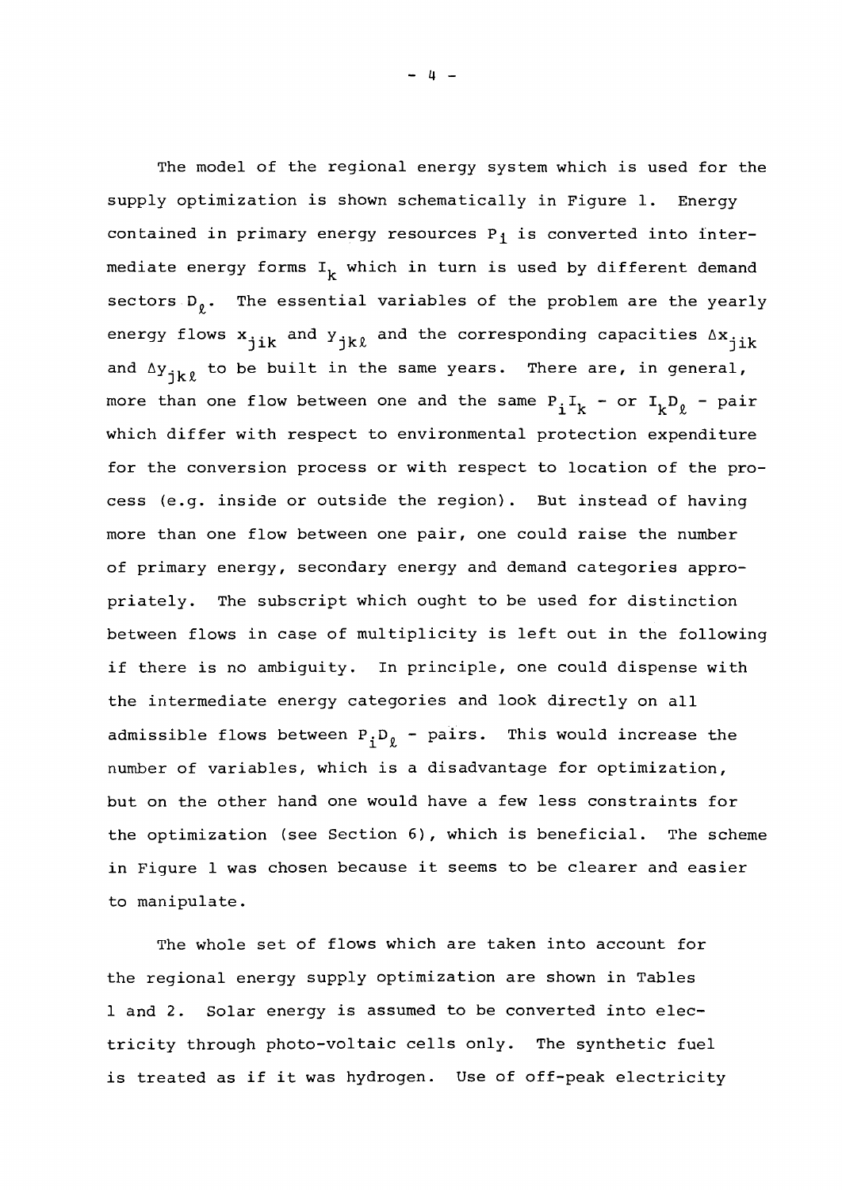The model of the regional energy system which is used for the supply optimization is shown schematically in Figure 1. Energy contained in primary energy resources $P_i$ is converted into intermediate energy forms $I_k$ which in turn is used by different demand sectors $D_\ell$. The essential variables of the problem are the yearly energy flows $x_{jik}$ and $y_{jk\ell}$ and the corresponding capacities $\Delta x_{jik}$ and $\Delta y_{jk\ell}$ to be built in the same years. There are, in general, more than one flow between one and the same $P_i I_k$ - or $I_k D_\ell$ - pair which differ with respect to environmental protection expenditure for the conversion process or with respect to location of the process (e.g. inside or outside the region). But instead of having more than one flow between one pair, one could raise the number of primary energy, secondary energy and demand categories appropriately. The subscript which ought to be used for distinction between flows in case of multiplicity is left out in the following if there is no ambiguity. In principle, one could dispense with the intermediate energy categories and look directly on all admissible flows between $P_i D_\ell$ - pairs. This would increase the number of variables, which is a disadvantage for optimization, but on the other hand one would have a few less constraints for the optimization (see Section 6), which is beneficial. The scheme in Figure 1 was chosen because it seems to be clearer and easier to manipulate.

The whole set of flows which are taken into account for the regional energy supply optimization are shown in Tables 1 and 2. Solar energy is assumed to be converted into electricity through photo-voltaic cells only. The synthetic fuel is treated as if it was hydrogen. Use of off-peak electricity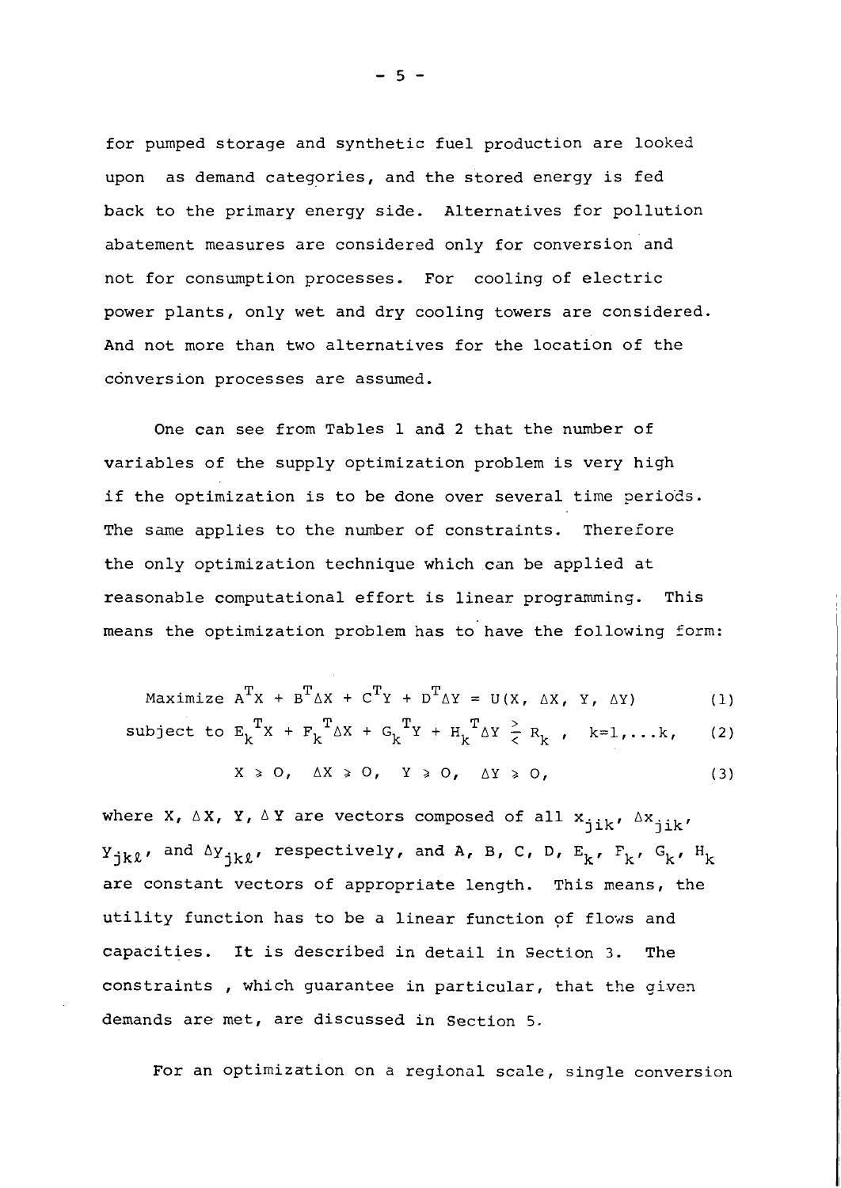for pumped storage and synthetic fuel production are looked upon as demand categories, and the stored energy is fed back to the primary energy side. Alternatives for pollution abatement measures are considered only for conversion and not for consumption processes. For cooling of electric power plants, only wet and dry cooling towers are considered. And not more than two alternatives for the location of the conversion processes are assumed.

One can see from Tables 1 and 2 that the number of variables of the supply optimization problem is very high if the optimization is to be done over several time periods. The same applies to the number of constraints. Therefore the only optimization technique which can be applied at reasonable computational effort is linear programming. This means the optimization problem has to have the following form:

$$\text{Maximize } A^T X + B^T \Delta X + C^T Y + D^T \Delta Y = U(X, \Delta X, Y, \Delta Y) \tag{1}$$

$$\text{subject to } E_k{}^T X + F_k{}^T \Delta X + G_k{}^T Y + H_k{}^T \Delta Y \gtrless R_k \ , \quad k=1,\ldots k, \tag{2}$$

$$X \geqslant 0, \quad \Delta X \geqslant 0, \quad Y \geqslant 0, \quad \Delta Y \geqslant 0, \tag{3}$$

where X, $\Delta$X, Y, $\Delta$Y are vectors composed of all $x_{jik}$, $\Delta x_{jik}$, $y_{jk\ell}$, and $\Delta y_{jk\ell}$, respectively, and A, B, C, D, $E_k$, $F_k$, $G_k$, $H_k$ are constant vectors of appropriate length. This means, the utility function has to be a linear function of flows and capacities. It is described in detail in Section 3. The constraints , which guarantee in particular, that the given demands are met, are discussed in Section 5.

For an optimization on a regional scale, single conversion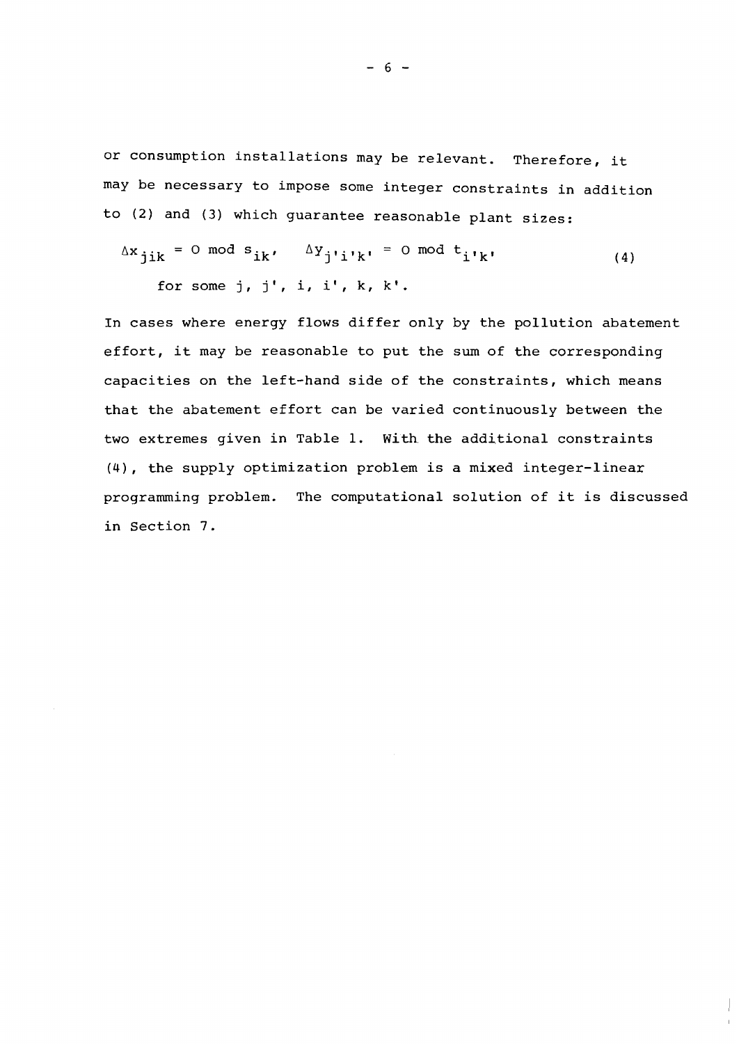or consumption installations may be relevant. Therefore, it may be necessary to impose some integer constraints in addition to (2) and (3) which guarantee reasonable plant sizes:

$$\Delta x_{jik} = 0 \bmod s_{ik}, \quad \Delta y_{j'i'k'} = 0 \bmod t_{i'k'} \qquad (4)$$

for some $j$, $j'$, $i$, $i'$, $k$, $k'$.

In cases where energy flows differ only by the pollution abatement effort, it may be reasonable to put the sum of the corresponding capacities on the left-hand side of the constraints, which means that the abatement effort can be varied continuously between the two extremes given in Table 1. With the additional constraints (4), the supply optimization problem is a mixed integer-linear programming problem. The computational solution of it is discussed in Section 7.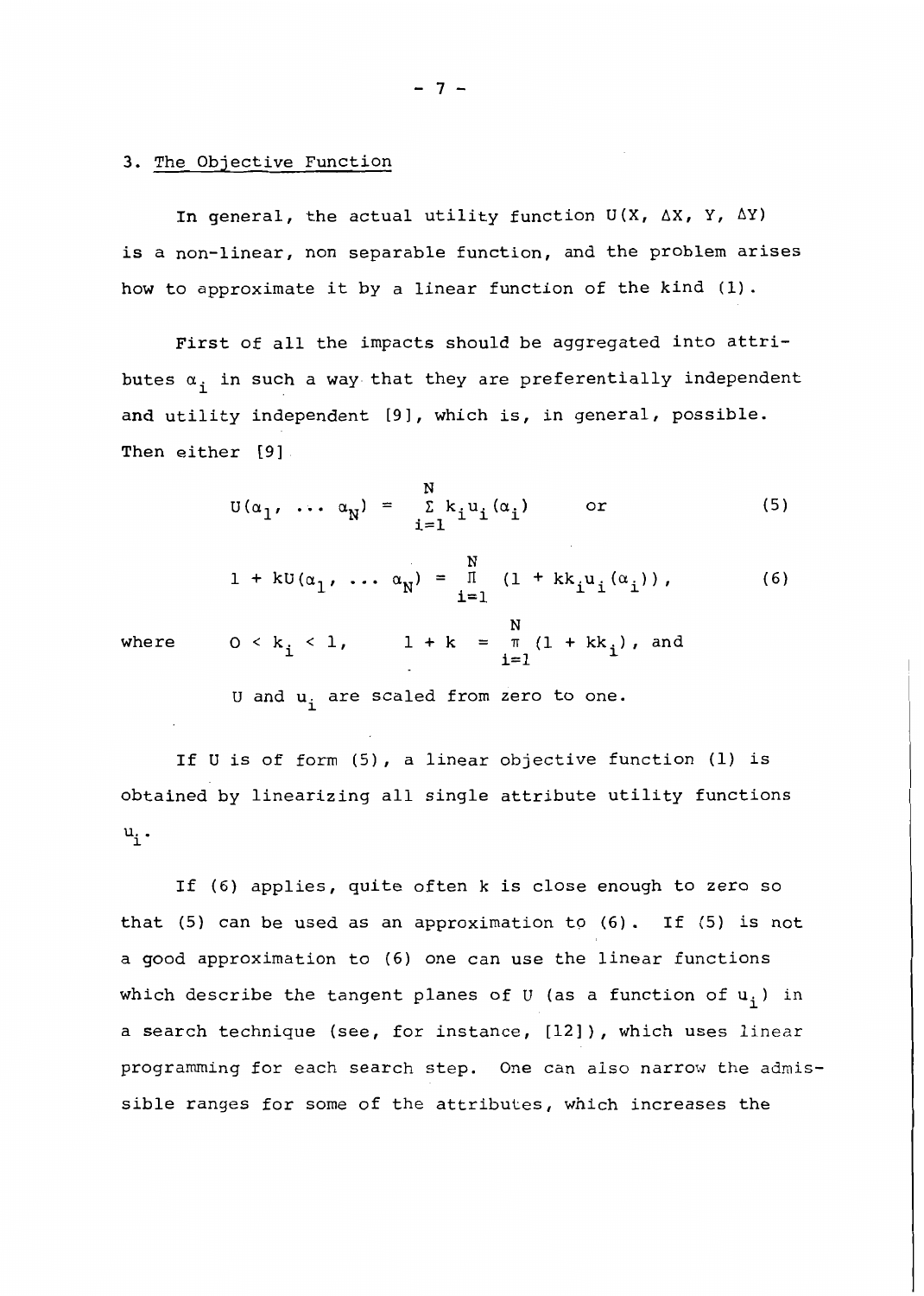## 3. The Objective Function

In general, the actual utility function $U(X, \Delta X, Y, \Delta Y)$ is a non-linear, non separable function, and the problem arises how to approximate it by a linear function of the kind (1).

First of all the impacts should be aggregated into attributes $\alpha_i$ in such a way that they are preferentially independent and utility independent [9], which is, in general, possible. Then either [9]

$$U(\alpha_1, \ldots \alpha_N) = \sum_{i=1}^{N} k_i u_i(\alpha_i) \qquad \text{or} \tag{5}$$

$$1 + kU(\alpha_1, \ldots \alpha_N) = \prod_{i=1}^{N} (1 + kk_i u_i(\alpha_i)), \tag{6}$$

where $\quad 0 < k_i < 1, \qquad 1 + k = \prod_{i=1}^{N} (1 + kk_i)$, and

$U$ and $u_i$ are scaled from zero to one.

If $U$ is of form (5), a linear objective function (1) is obtained by linearizing all single attribute utility functions $u_i$.

If (6) applies, quite often $k$ is close enough to zero so that (5) can be used as an approximation to (6). If (5) is not a good approximation to (6) one can use the linear functions which describe the tangent planes of $U$ (as a function of $u_i$) in a search technique (see, for instance, [12]), which uses linear programming for each search step. One can also narrow the admissible ranges for some of the attributes, which increases the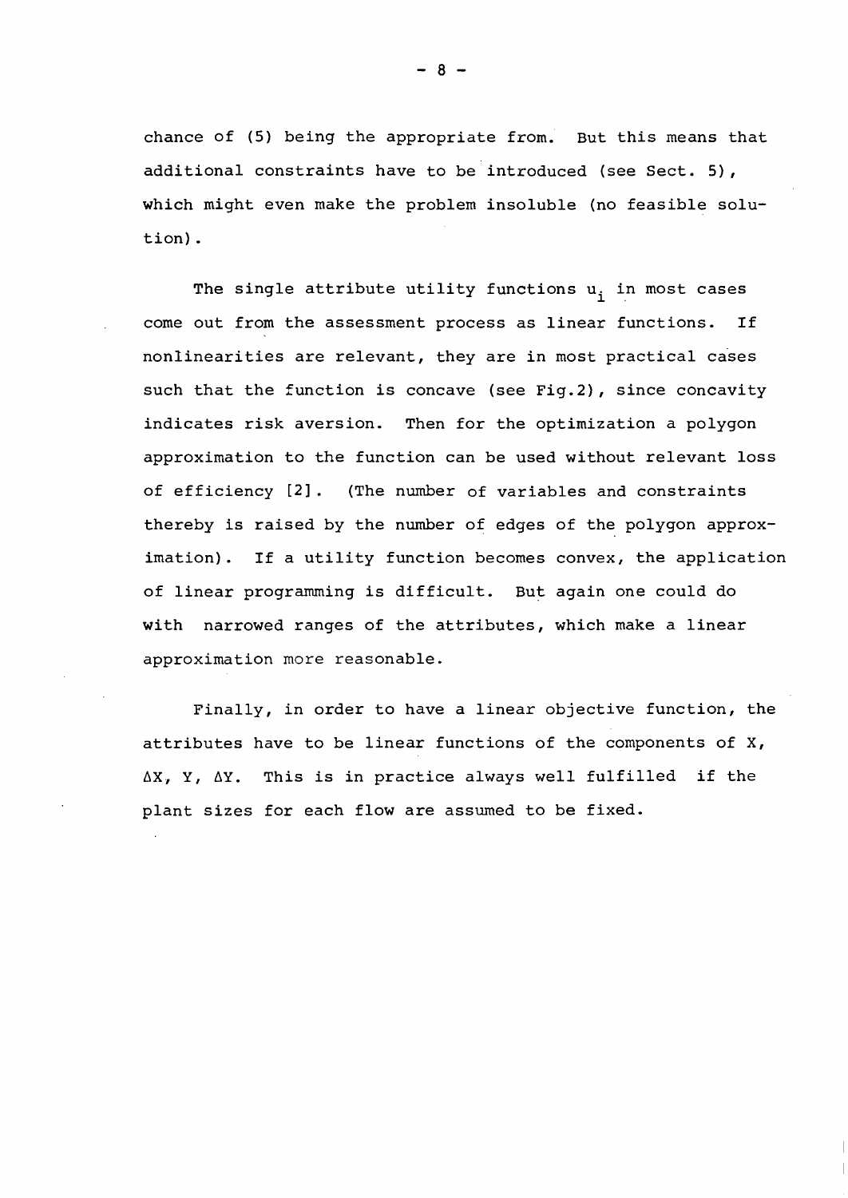chance of (5) being the appropriate from. But this means that additional constraints have to be introduced (see Sect. 5), which might even make the problem insoluble (no feasible solution).

The single attribute utility functions $u_i$ in most cases come out from the assessment process as linear functions. If nonlinearities are relevant, they are in most practical cases such that the function is concave (see Fig.2), since concavity indicates risk aversion. Then for the optimization a polygon approximation to the function can be used without relevant loss of efficiency [2]. (The number of variables and constraints thereby is raised by the number of edges of the polygon approximation). If a utility function becomes convex, the application of linear programming is difficult. But again one could do with narrowed ranges of the attributes, which make a linear approximation more reasonable.

Finally, in order to have a linear objective function, the attributes have to be linear functions of the components of X, $\Delta X$, Y, $\Delta Y$. This is in practice always well fulfilled if the plant sizes for each flow are assumed to be fixed.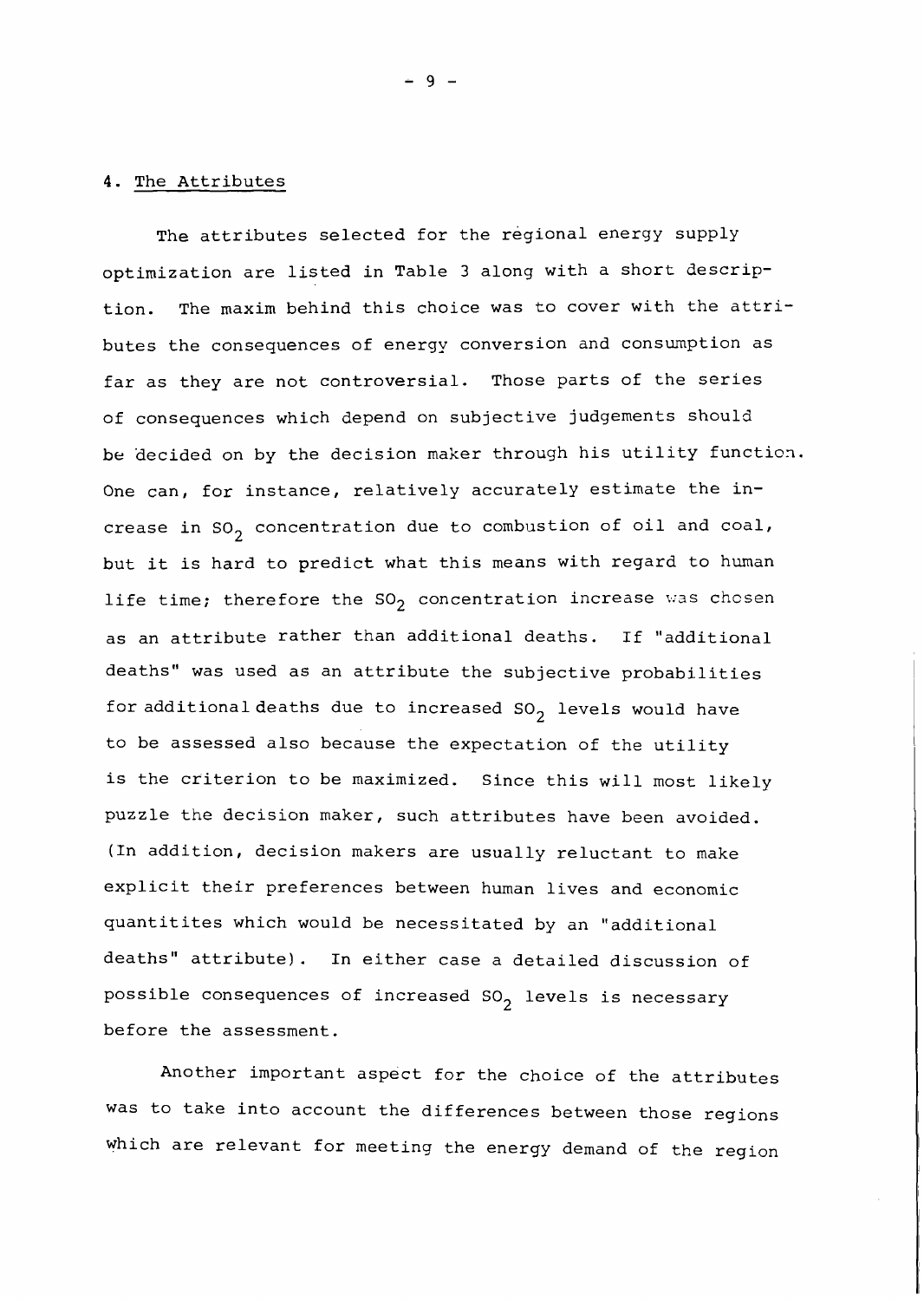## 4. The Attributes

The attributes selected for the regional energy supply optimization are listed in Table 3 along with a short description. The maxim behind this choice was to cover with the attributes the consequences of energy conversion and consumption as far as they are not controversial. Those parts of the series of consequences which depend on subjective judgements should be decided on by the decision maker through his utility function. One can, for instance, relatively accurately estimate the increase in $SO_2$ concentration due to combustion of oil and coal, but it is hard to predict what this means with regard to human life time; therefore the $SO_2$ concentration increase was chosen as an attribute rather than additional deaths. If "additional deaths" was used as an attribute the subjective probabilities for additional deaths due to increased $SO_2$ levels would have to be assessed also because the expectation of the utility is the criterion to be maximized. Since this will most likely puzzle the decision maker, such attributes have been avoided. (In addition, decision makers are usually reluctant to make explicit their preferences between human lives and economic quantitites which would be necessitated by an "additional deaths" attribute). In either case a detailed discussion of possible consequences of increased $SO_2$ levels is necessary before the assessment.

Another important aspect for the choice of the attributes was to take into account the differences between those regions which are relevant for meeting the energy demand of the region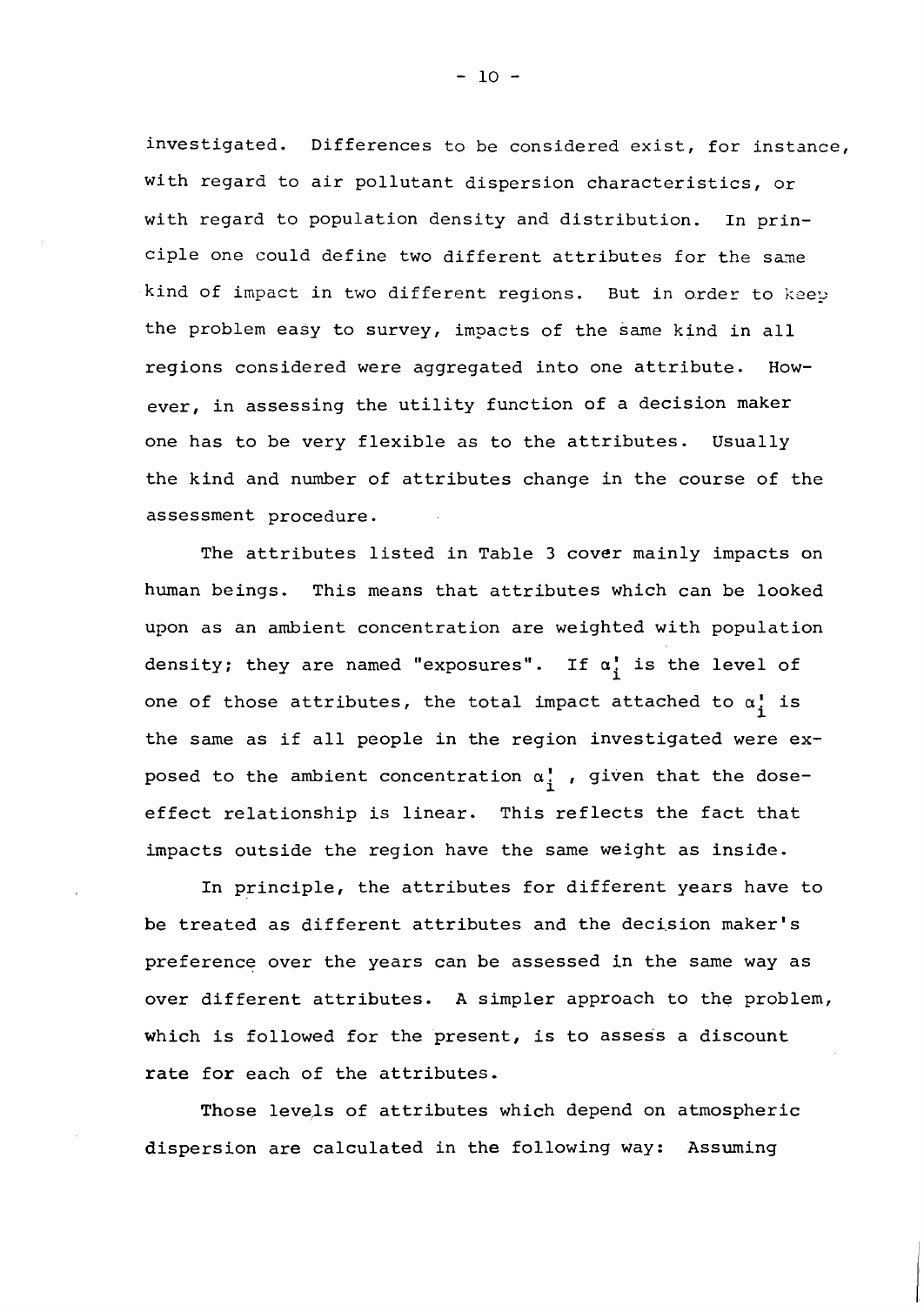investigated. Differences to be considered exist, for instance, with regard to air pollutant dispersion characteristics, or with regard to population density and distribution. In principle one could define two different attributes for the same kind of impact in two different regions. But in order to keep the problem easy to survey, impacts of the same kind in all regions considered were aggregated into one attribute. However, in assessing the utility function of a decision maker one has to be very flexible as to the attributes. Usually the kind and number of attributes change in the course of the assessment procedure.

The attributes listed in Table 3 cover mainly impacts on human beings. This means that attributes which can be looked upon as an ambient concentration are weighted with population density; they are named "exposures". If $\alpha_i'$ is the level of one of those attributes, the total impact attached to $\alpha_i'$ is the same as if all people in the region investigated were exposed to the ambient concentration $\alpha_i'$ , given that the dose-effect relationship is linear. This reflects the fact that impacts outside the region have the same weight as inside.

In principle, the attributes for different years have to be treated as different attributes and the decision maker's preference over the years can be assessed in the same way as over different attributes. A simpler approach to the problem, which is followed for the present, is to assess a discount rate for each of the attributes.

Those levels of attributes which depend on atmospheric dispersion are calculated in the following way: Assuming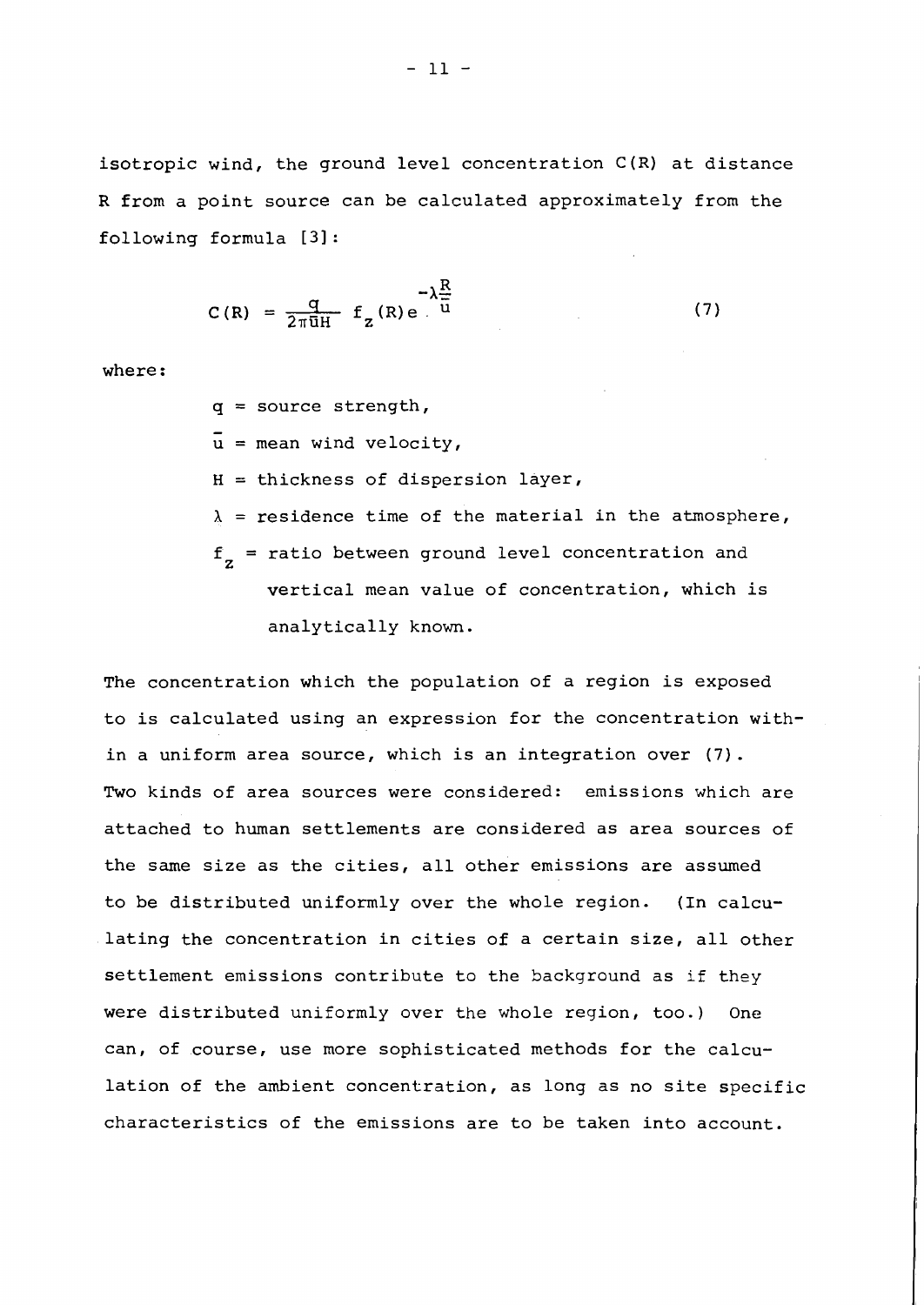isotropic wind, the ground level concentration C(R) at distance R from a point source can be calculated approximately from the following formula [3]:

$$C(R) = \frac{q}{2\pi \bar{u} H} f_z(R) e^{-\lambda \frac{R}{\bar{u}}} \tag{7}$$

where:

$q$ = source strength,

$\bar{u}$ = mean wind velocity,

$H$ = thickness of dispersion layer,

$\lambda$ = residence time of the material in the atmosphere,

$f_z$ = ratio between ground level concentration and vertical mean value of concentration, which is analytically known.

The concentration which the population of a region is exposed to is calculated using an expression for the concentration within a uniform area source, which is an integration over (7). Two kinds of area sources were considered: emissions which are attached to human settlements are considered as area sources of the same size as the cities, all other emissions are assumed to be distributed uniformly over the whole region. (In calculating the concentration in cities of a certain size, all other settlement emissions contribute to the background as if they were distributed uniformly over the whole region, too.) One can, of course, use more sophisticated methods for the calculation of the ambient concentration, as long as no site specific characteristics of the emissions are to be taken into account.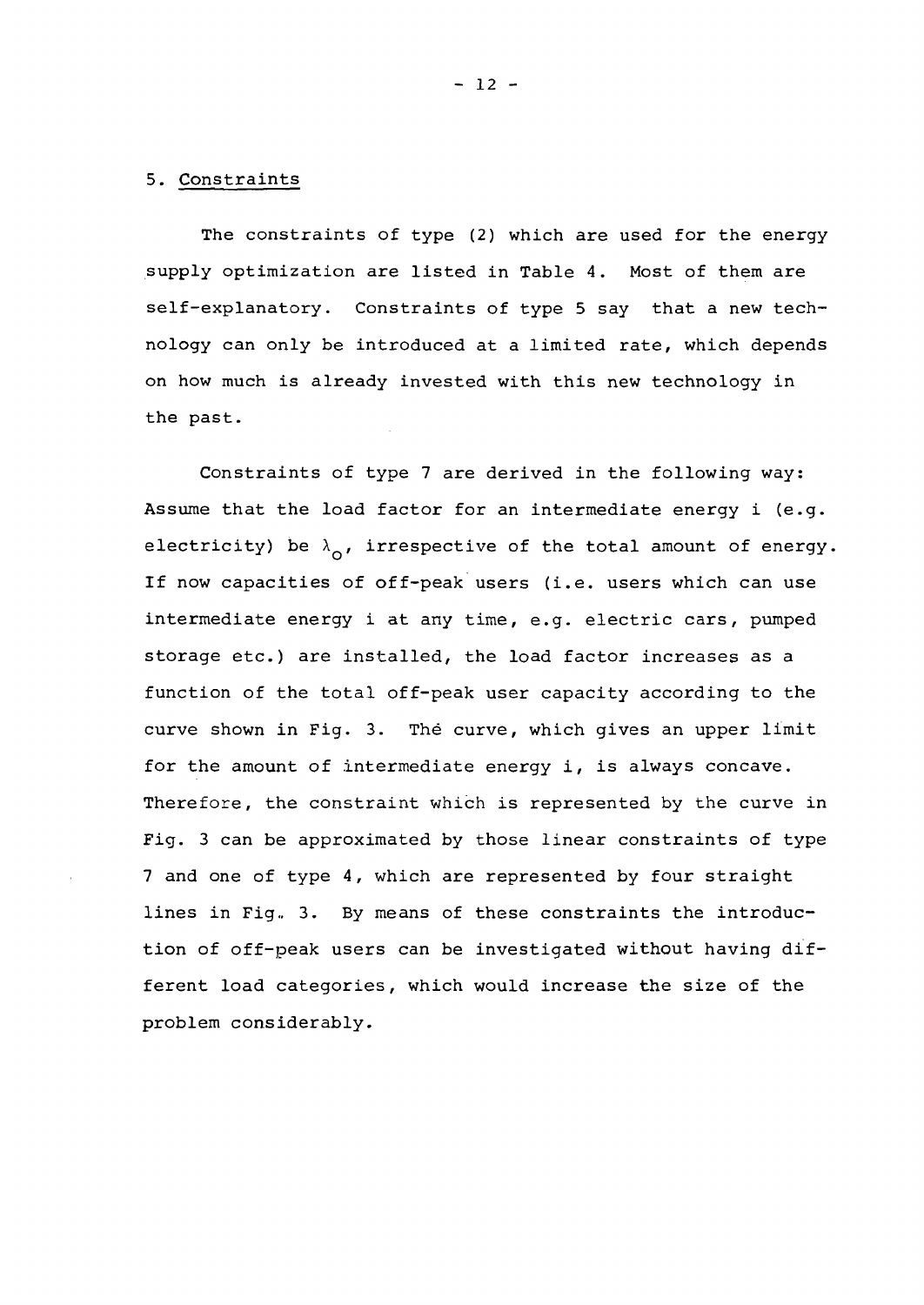## 5. Constraints

The constraints of type (2) which are used for the energy supply optimization are listed in Table 4. Most of them are self-explanatory. Constraints of type 5 say that a new technology can only be introduced at a limited rate, which depends on how much is already invested with this new technology in the past.

Constraints of type 7 are derived in the following way: Assume that the load factor for an intermediate energy i (e.g. electricity) be $\lambda_o$, irrespective of the total amount of energy. If now capacities of off-peak users (i.e. users which can use intermediate energy i at any time, e.g. electric cars, pumped storage etc.) are installed, the load factor increases as a function of the total off-peak user capacity according to the curve shown in Fig. 3. The curve, which gives an upper limit for the amount of intermediate energy i, is always concave. Therefore, the constraint which is represented by the curve in Fig. 3 can be approximated by those linear constraints of type 7 and one of type 4, which are represented by four straight lines in Fig. 3. By means of these constraints the introduction of off-peak users can be investigated without having different load categories, which would increase the size of the problem considerably.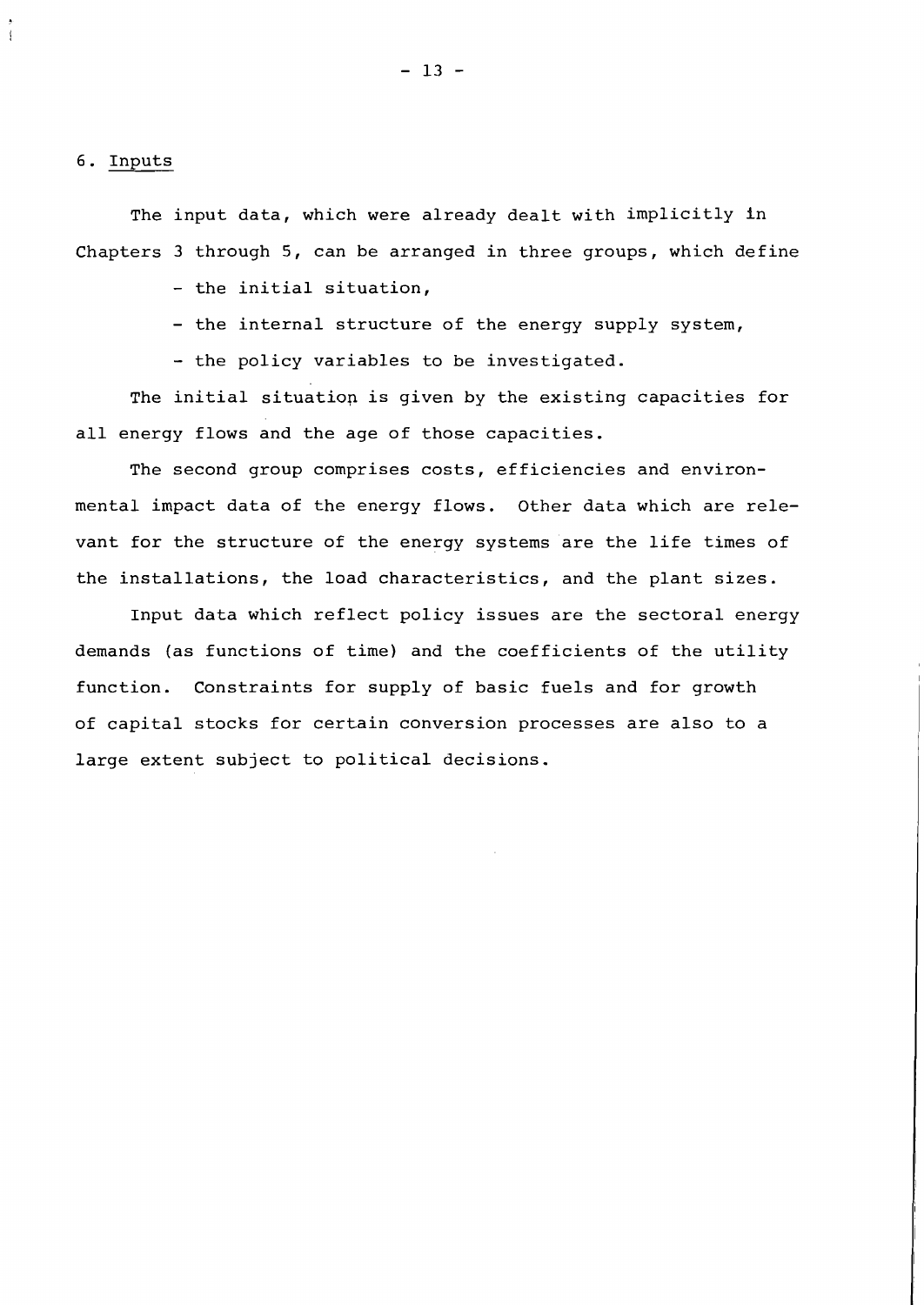## 6. Inputs

The input data, which were already dealt with implicitly in Chapters 3 through 5, can be arranged in three groups, which define

- the initial situation,
- the internal structure of the energy supply system,
- the policy variables to be investigated.

The initial situation is given by the existing capacities for all energy flows and the age of those capacities.

The second group comprises costs, efficiencies and environmental impact data of the energy flows. Other data which are relevant for the structure of the energy systems are the life times of the installations, the load characteristics, and the plant sizes.

Input data which reflect policy issues are the sectoral energy demands (as functions of time) and the coefficients of the utility function. Constraints for supply of basic fuels and for growth of capital stocks for certain conversion processes are also to a large extent subject to political decisions.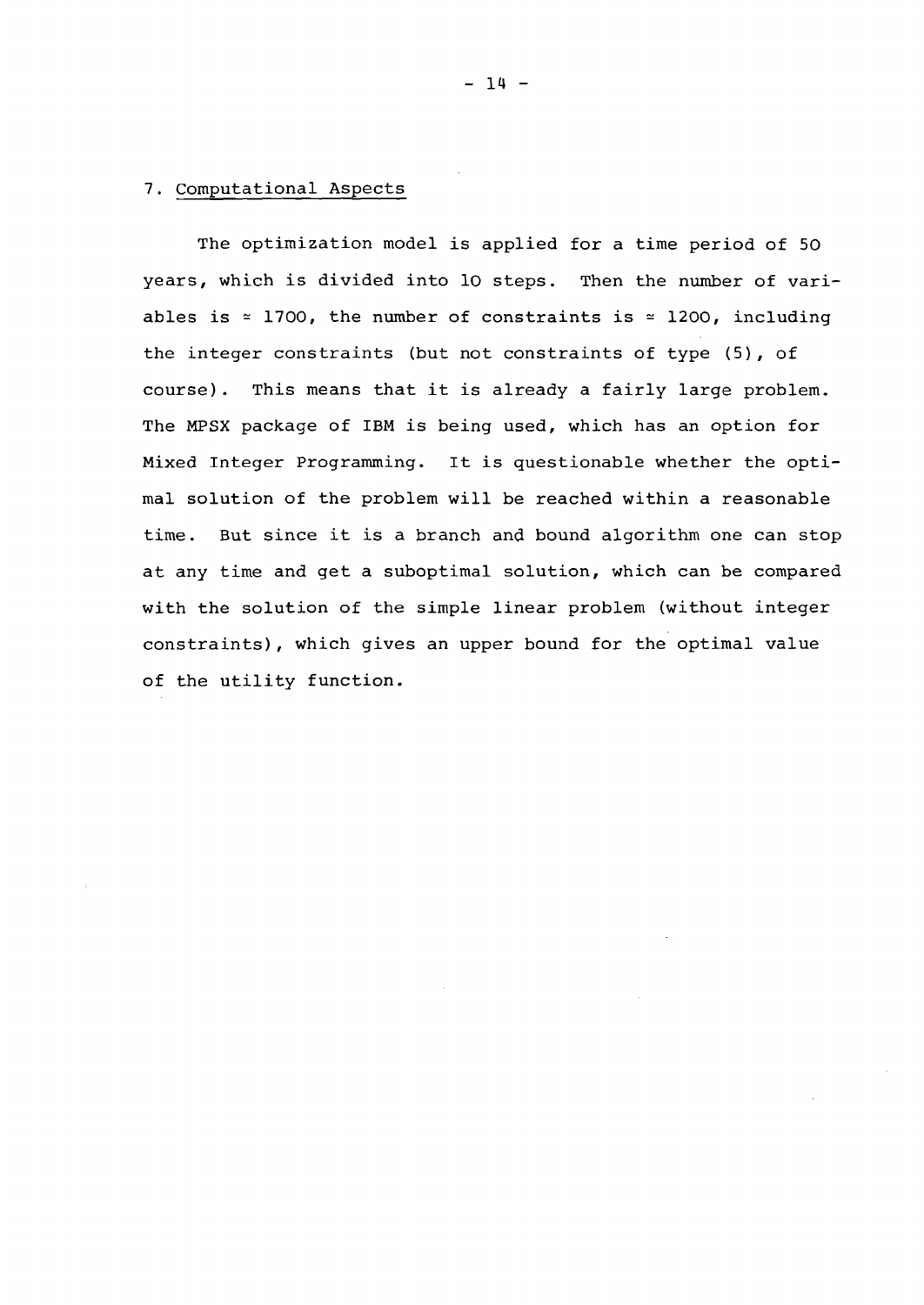## 7. Computational Aspects

The optimization model is applied for a time period of 50 years, which is divided into 10 steps. Then the number of variables is $\approx$ 1700, the number of constraints is $\approx$ 1200, including the integer constraints (but not constraints of type (5), of course). This means that it is already a fairly large problem. The MPSX package of IBM is being used, which has an option for Mixed Integer Programming. It is questionable whether the optimal solution of the problem will be reached within a reasonable time. But since it is a branch and bound algorithm one can stop at any time and get a suboptimal solution, which can be compared with the solution of the simple linear problem (without integer constraints), which gives an upper bound for the optimal value of the utility function.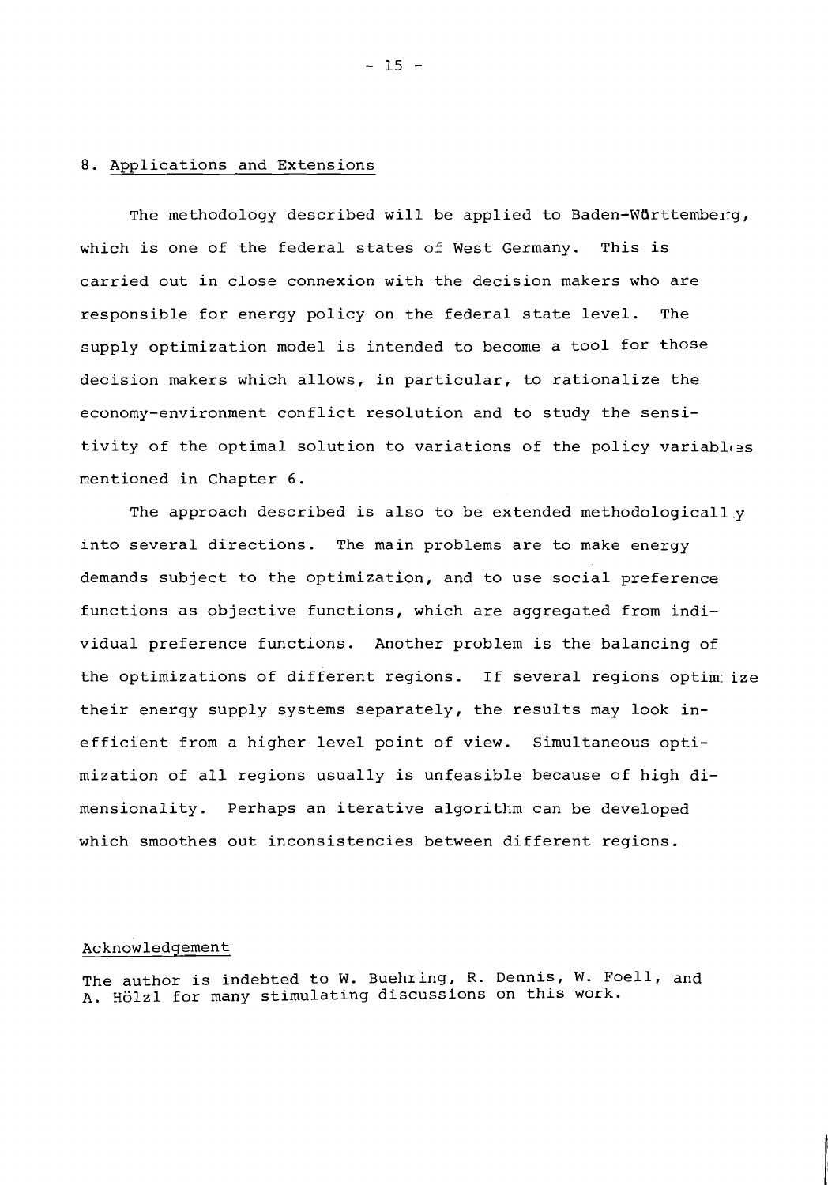## 8. Applications and Extensions

The methodology described will be applied to Baden-Württemberg, which is one of the federal states of West Germany. This is carried out in close connexion with the decision makers who are responsible for energy policy on the federal state level. The supply optimization model is intended to become a tool for those decision makers which allows, in particular, to rationalize the economy-environment conflict resolution and to study the sensitivity of the optimal solution to variations of the policy variables mentioned in Chapter 6.

The approach described is also to be extended methodologically into several directions. The main problems are to make energy demands subject to the optimization, and to use social preference functions as objective functions, which are aggregated from individual preference functions. Another problem is the balancing of the optimizations of different regions. If several regions optimize their energy supply systems separately, the results may look inefficient from a higher level point of view. Simultaneous optimization of all regions usually is unfeasible because of high dimensionality. Perhaps an iterative algorithm can be developed which smoothes out inconsistencies between different regions.

### Acknowledgement

The author is indebted to W. Buehring, R. Dennis, W. Foell, and A. Hölzl for many stimulating discussions on this work.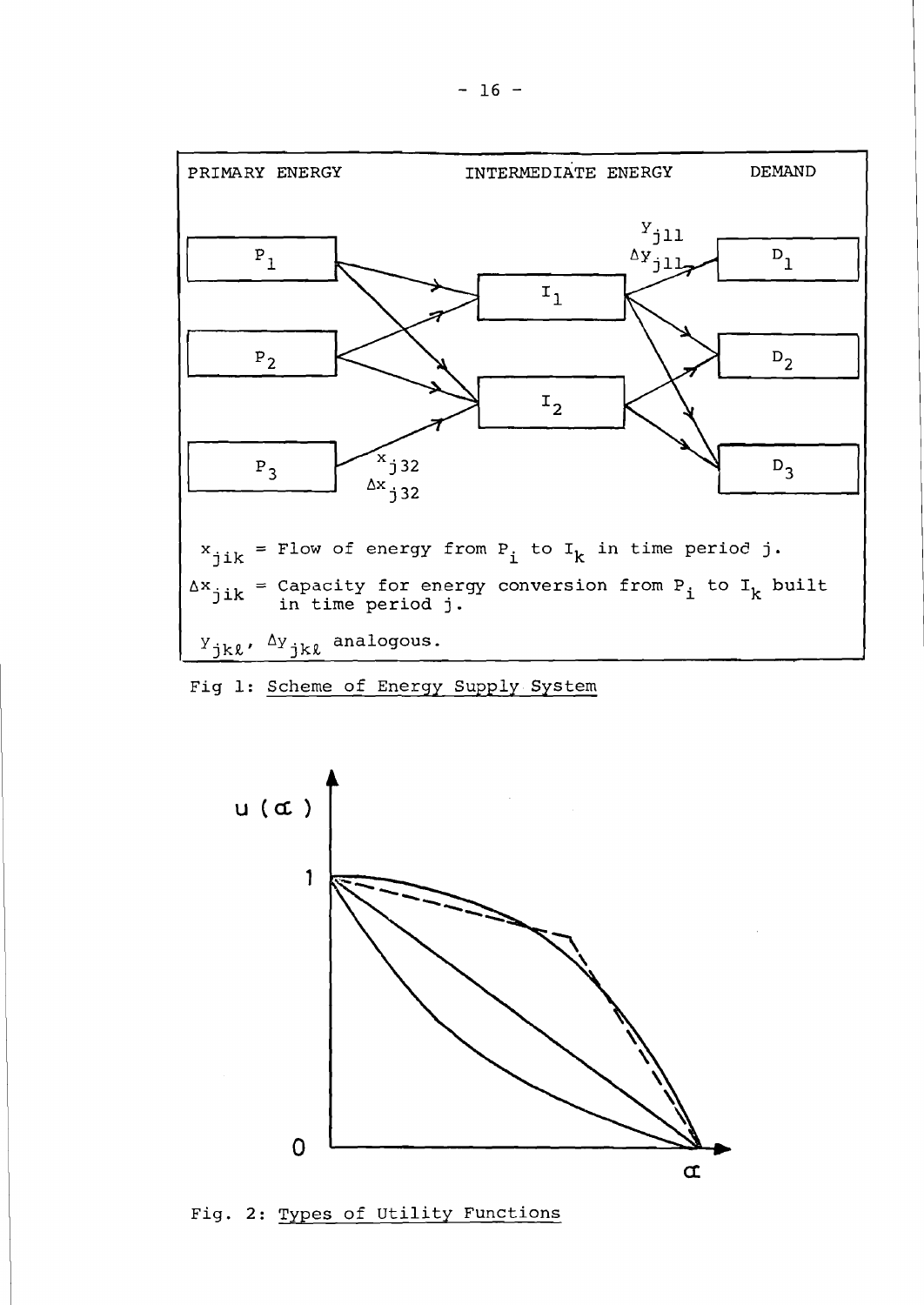PRIMARY ENERGY INTERMEDIATE ENERGY DEMAND

$P_1$, $P_2$, $P_3$ → $I_1$, $I_2$ → $D_1$, $D_2$, $D_3$

$y_{j11}$, $\Delta y_{j11}$

$x_{j32}$, $\Delta x_{j32}$

$x_{jik}$ = Flow of energy from $P_i$ to $I_k$ in time period j.

$\Delta x_{jik}$ = Capacity for energy conversion from $P_i$ to $I_k$ built in time period j.

$y_{jk\ell}$, $\Delta y_{jk\ell}$ analogous.

Fig 1: Scheme of Energy Supply System

$u(\alpha)$

1

0

$\alpha$

Fig. 2: Types of Utility Functions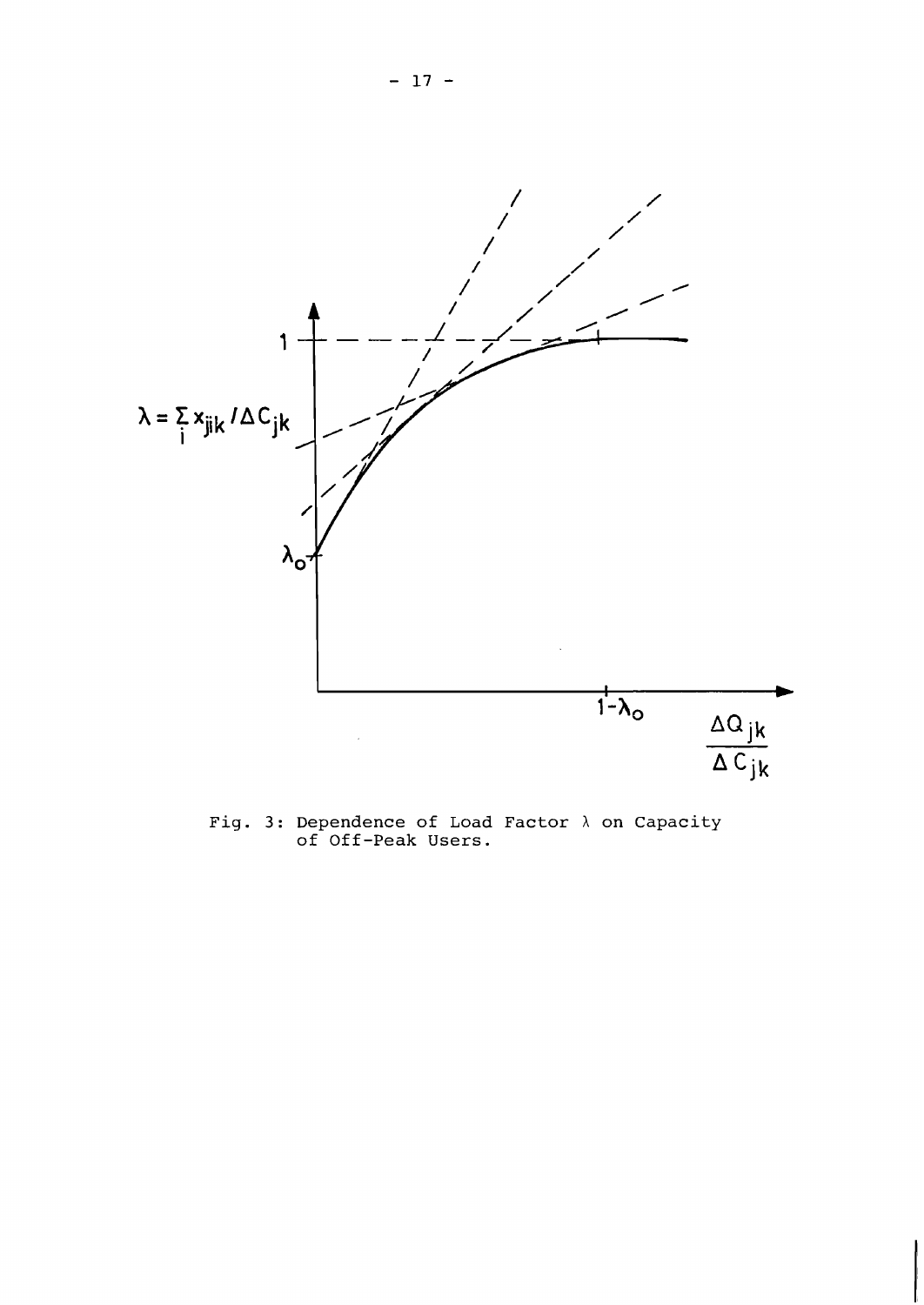Fig. 3: Dependence of Load Factor $\lambda$ on Capacity of Off-Peak Users.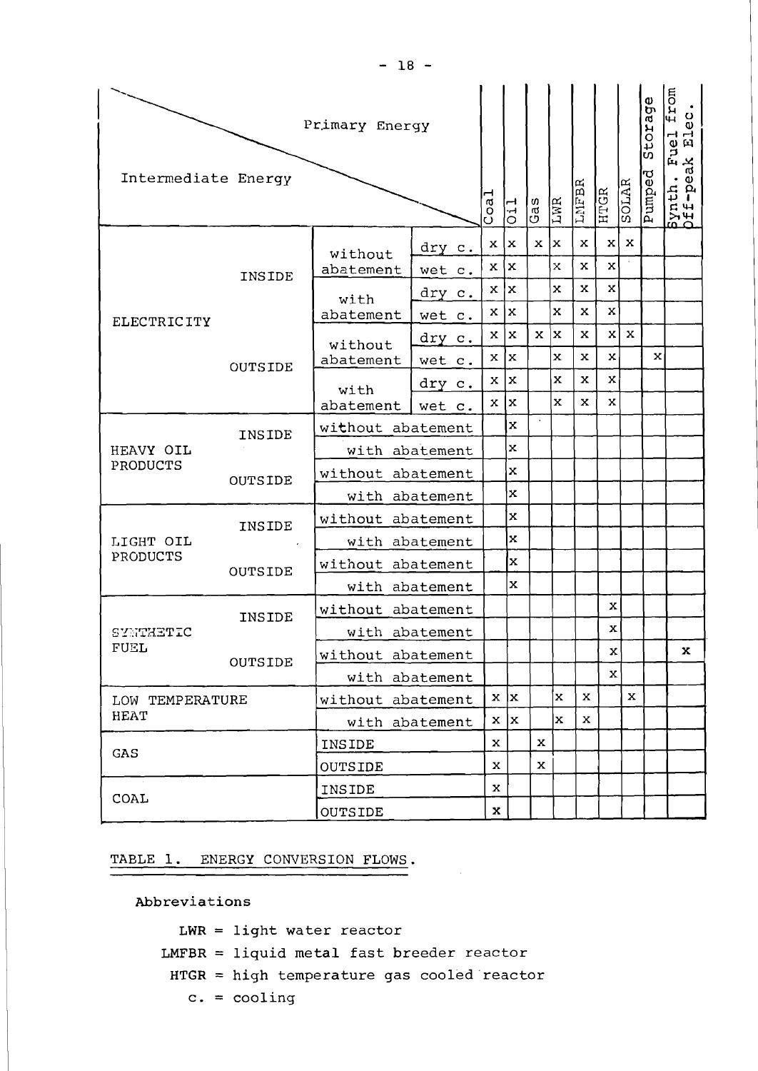| Intermediate Energy | | | | Coal | Oil | Gas | LWR | LMFBR | HTGR | SOLAR | Pumped Storage | Synth. Fuel from Off-peak Elec. |
|---|---|---|---|---|---|---|---|---|---|---|---|---|
| ELECTRICITY | INSIDE | without abatement | dry c. | x | x | x | x | x | x | x | | |
| | | | wet c. | x | x | | x | x | x | | | |
| | | with abatement | dry c. | x | x | | x | x | x | | | |
| | | | wet c. | x | x | | x | x | x | | | |
| | OUTSIDE | without abatement | dry c. | x | x | x | x | x | x | x | | |
| | | | wet c. | x | x | | x | x | x | | x | |
| | | with abatement | dry c. | x | x | | x | x | x | | | |
| | | | wet c. | x | x | | x | x | x | | | |
| HEAVY OIL PRODUCTS | INSIDE | without abatement | | | x | | | | | | | |
| | | with abatement | | | x | | | | | | | |
| | OUTSIDE | without abatement | | | x | | | | | | | |
| | | with abatement | | | x | | | | | | | |
| LIGHT OIL PRODUCTS | INSIDE | without abatement | | | x | | | | | | | |
| | | with abatement | | | x | | | | | | | |
| | OUTSIDE | without abatement | | | x | | | | | | | |
| | | with abatement | | | x | | | | | | | |
| SYNTHETIC FUEL | INSIDE | without abatement | | | | | | | x | | | |
| | | with abatement | | | | | | | x | | | |
| | OUTSIDE | without abatement | | | | | | | x | | | x |
| | | with abatement | | | | | | | x | | | |
| LOW TEMPERATURE HEAT | | without abatement | | x | x | | x | x | | x | | |
| | | with abatement | | x | x | | x | x | | | | |
| GAS | | INSIDE | | x | | x | | | | | | |
| | | OUTSIDE | | x | | x | | | | | | |
| COAL | | INSIDE | | x | | | | | | | | |
| | | OUTSIDE | | x | | | | | | | | |

TABLE 1. ENERGY CONVERSION FLOWS.

Abbreviations

LWR = light water reactor

LMFBR = liquid metal fast breeder reactor

HTGR = high temperature gas cooled reactor

c. = cooling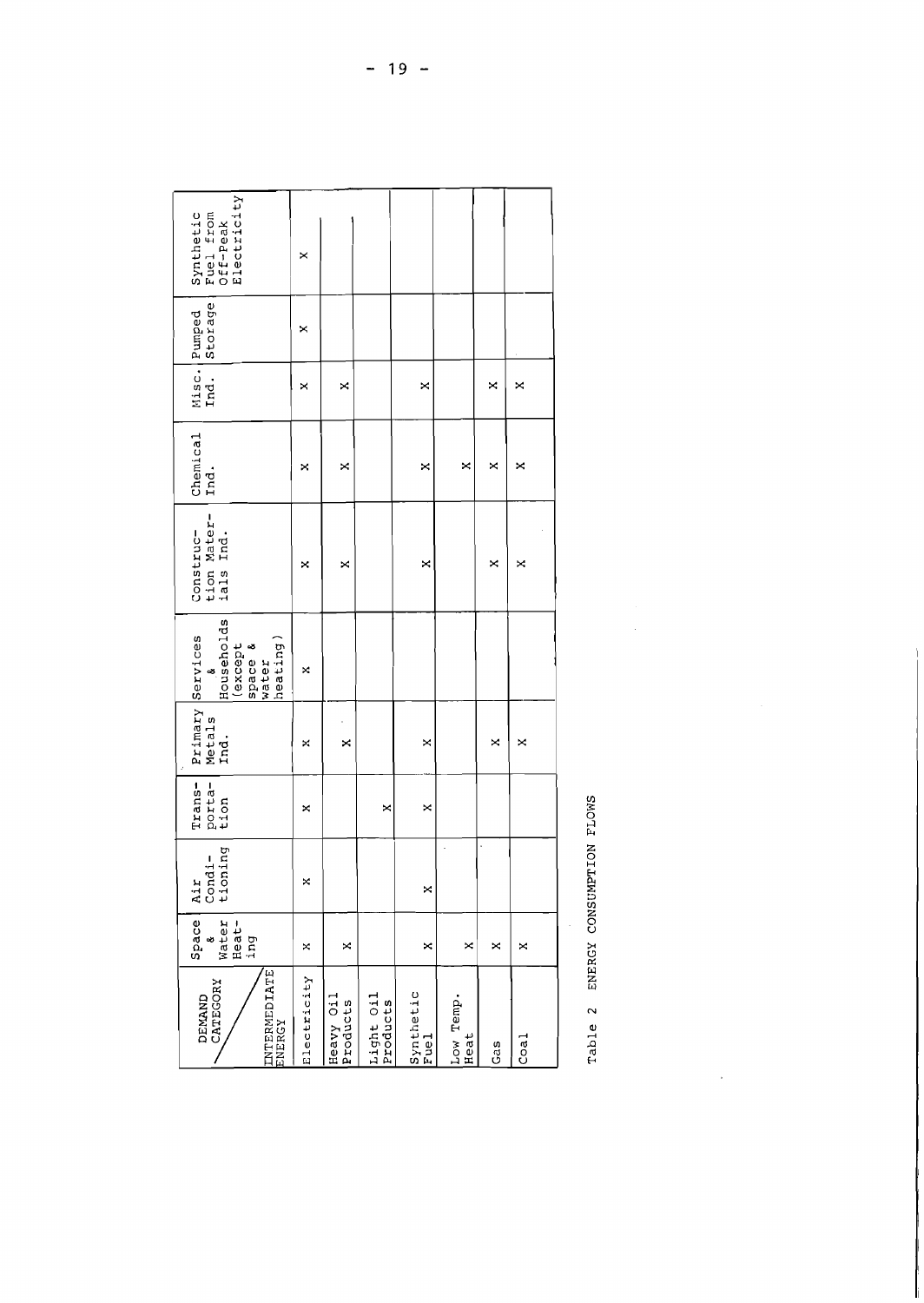| DEMAND CATEGORY / INTERMEDIATE ENERGY | Space & Water Heating | Air Conditioning | Transportation | Primary Metals Ind. | Services & Households (except space & water heating) | Construction Materials Ind. | Chemical Ind. | Misc. Ind. | Pumped Storage | Synthetic Fuel from Off-Peak Electricity |
|---|---|---|---|---|---|---|---|---|---|---|
| Electricity | x | x | x | x | x | x | x | x | x | x |
| Heavy Oil Products | x | | | x | | x | x | x | | |
| Light Oil Products | | | x | | | | | | | |
| Synthetic Fuel | x | x | x | x | | x | x | x | | |
| Low Temp. Heat | x | | | | | | x | | | |
| Gas | x | | | x | | x | x | x | | |
| Coal | x | | | x | | x | x | x | | |

Table 2 ENERGY CONSUMPTION FLOWS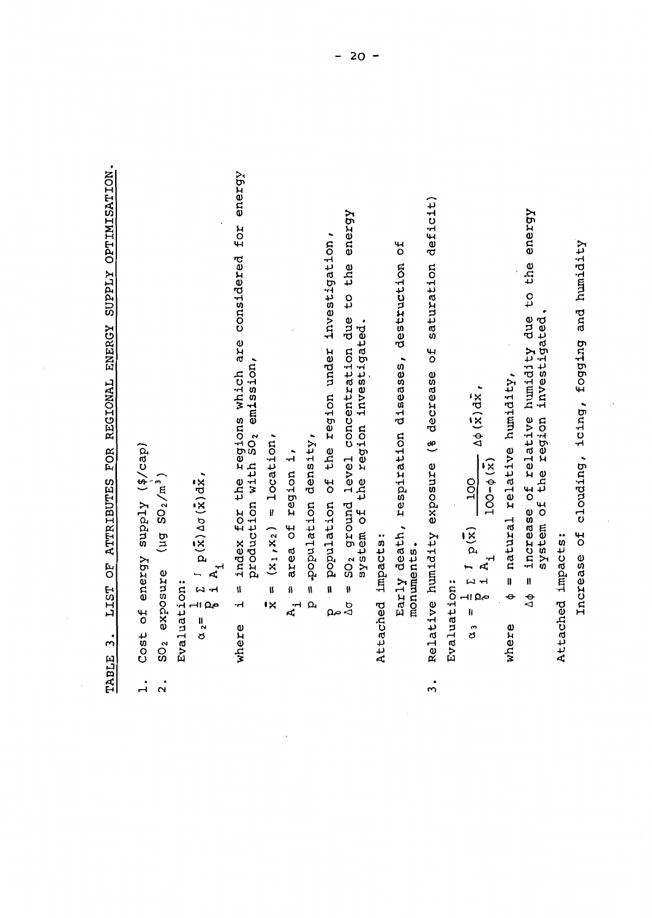TABLE 3. LIST OF ATTRIBUTES FOR REGIONAL ENERGY SUPPLY OPTIMISATION.

1. Cost of energy supply (\$/cap)
2. $SO_2$ exposure ($\mu g\ SO_2/m^3$)

   Evaluation:

   $$\alpha_2 = \frac{1}{p_0} \sum_i \int_{A_i} p(\bar{x}) \Delta\sigma(\bar{x}) d\bar{x},$$

   where $i$ = index for the regions which are considered for energy production with $SO_2$ emission,

   $\bar{x} = (x_1, x_2)$ = location,

   $A_i$ = area of region $i$,

   $p$ = population density,

   $p_0$ = population of the region under investigation,

   $\Delta\sigma$ = $SO_2$ ground level concentration due to the energy system of the region investigated.

   Attached impacts:

   Early death, respiration diseases, destruction of monuments.

3. Relative humidity exposure (% decrease of saturation deficit)

   Evaluation:

   $$\alpha_3 = \frac{1}{p_0} \sum_i \int_{A_i} p(\bar{x}) \frac{100}{100-\phi(\bar{x})} \Delta\phi(\bar{x}) d\bar{x},$$

   where $\phi$ = natural relative humidity,

   $\Delta\phi$ = increase of relative humidity due to the energy system of the region investigated.

   Attached impacts:

   Increase of clouding, icing, fogging and humidity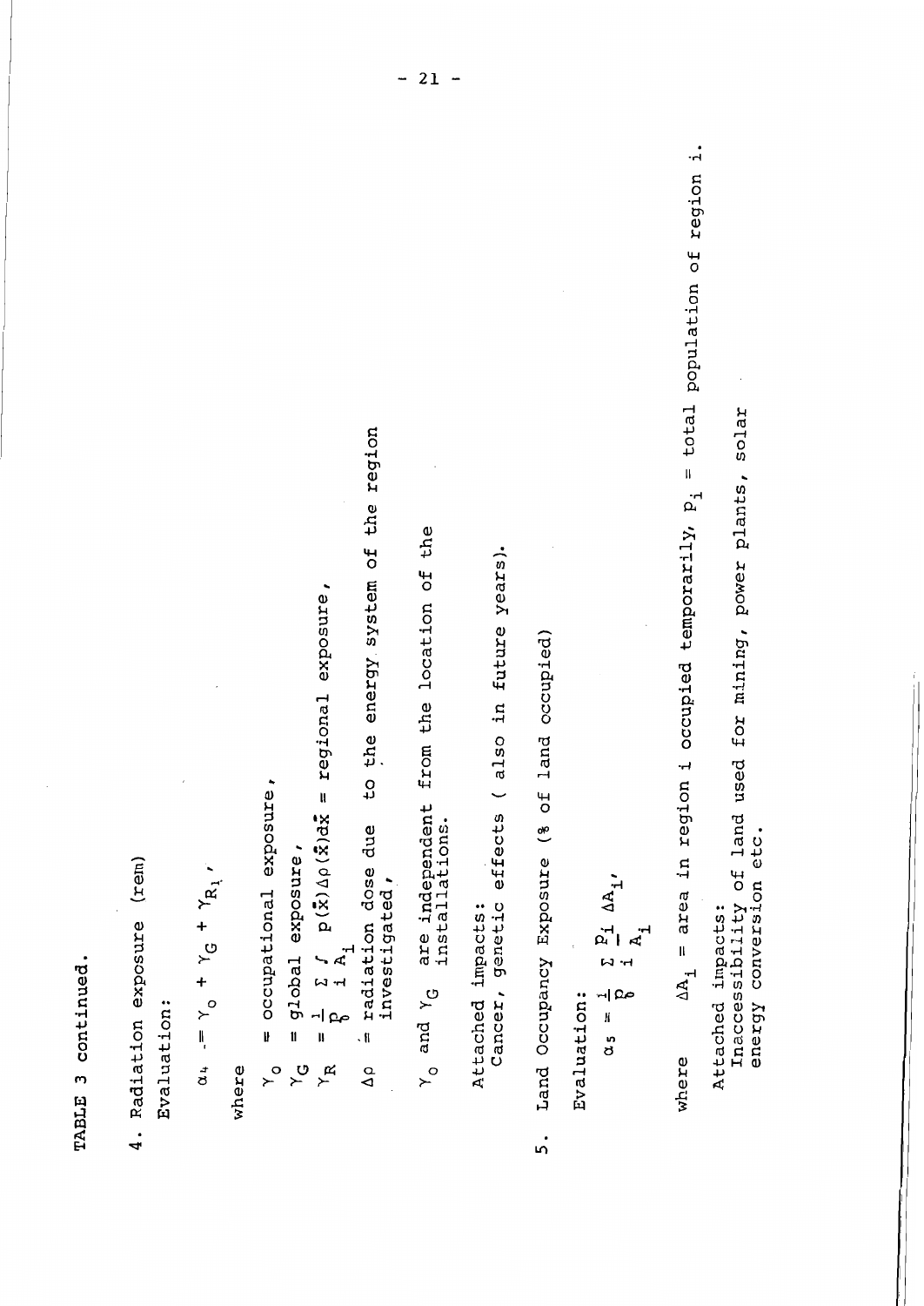TABLE 3 continued.

4. Radiation exposure (rem)

   Evaluation:

   $$\alpha_4 = \gamma_o + \gamma_G + \gamma_{R_i},$$

   where

   $\gamma_o$ = occupational exposure,

   $\gamma_G$ = global exposure,

   $\gamma_R$ = $\frac{1}{p} \sum_i \int_{A_i} p(\vec{x}) \Delta\rho(\vec{x}) d\vec{x}$ = regional exposure,

   $\Delta\rho$ = radiation dose due to the energy system of the region investigated,

   $\gamma_o$ and $\gamma_G$ are independent from the location of the installations.

   Attached impacts:
   Cancer, genetic effects ( also in future years).

5. Land Occupancy Exposure (% of land occupied)

   Evaluation:

   $$\alpha_5 = \frac{1}{p} \sum_i \frac{p_i}{A_i} \Delta A_i,$$

   where $\Delta A_i$ = area in region i occupied temporarily, $p_i$ = total population of region i.

   Attached impacts:
   Inaccessibility of land used for mining, power plants, solar energy conversion etc.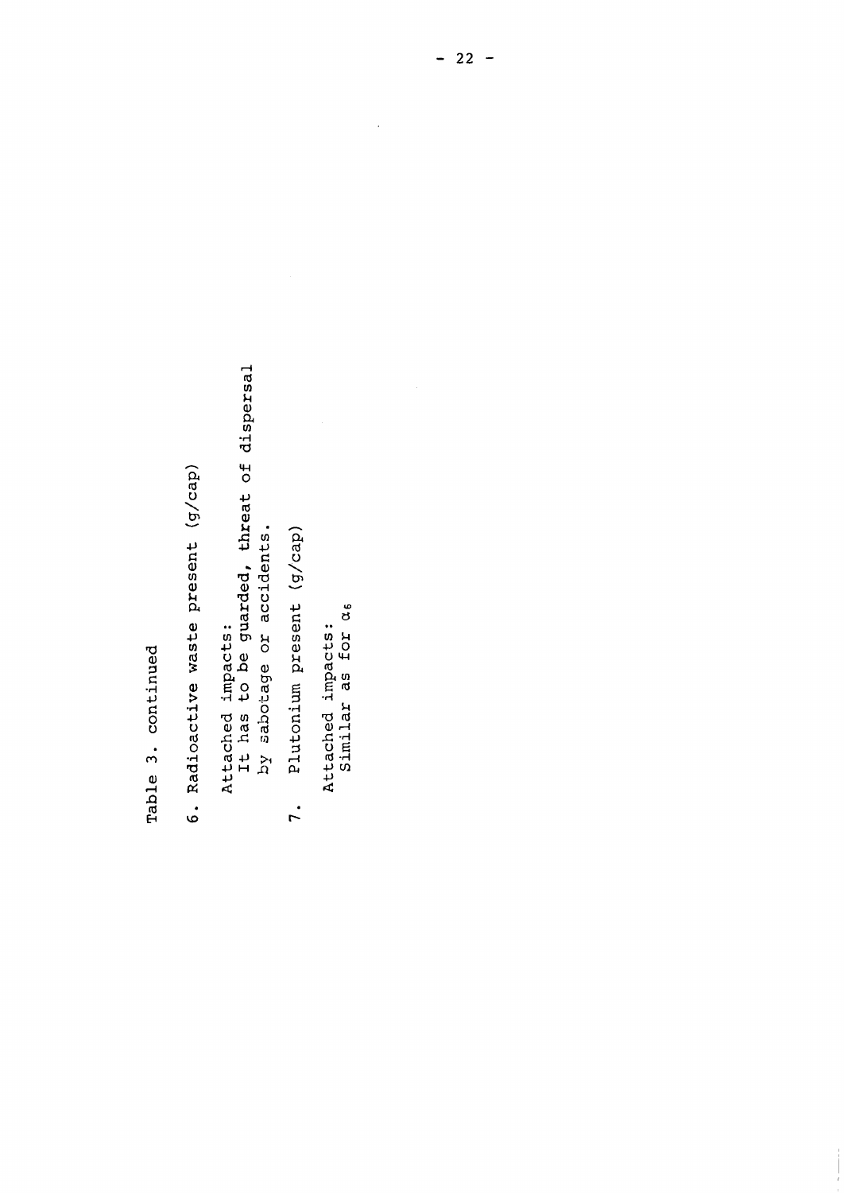Table 3. continued

6. Radioactive waste present (g/cap)

   Attached impacts:
   It has to be guarded, threat of dispersal by sabotage or accidents.

7. Plutonium present (g/cap)

   Attached impacts:
   Similar as for $\alpha_6$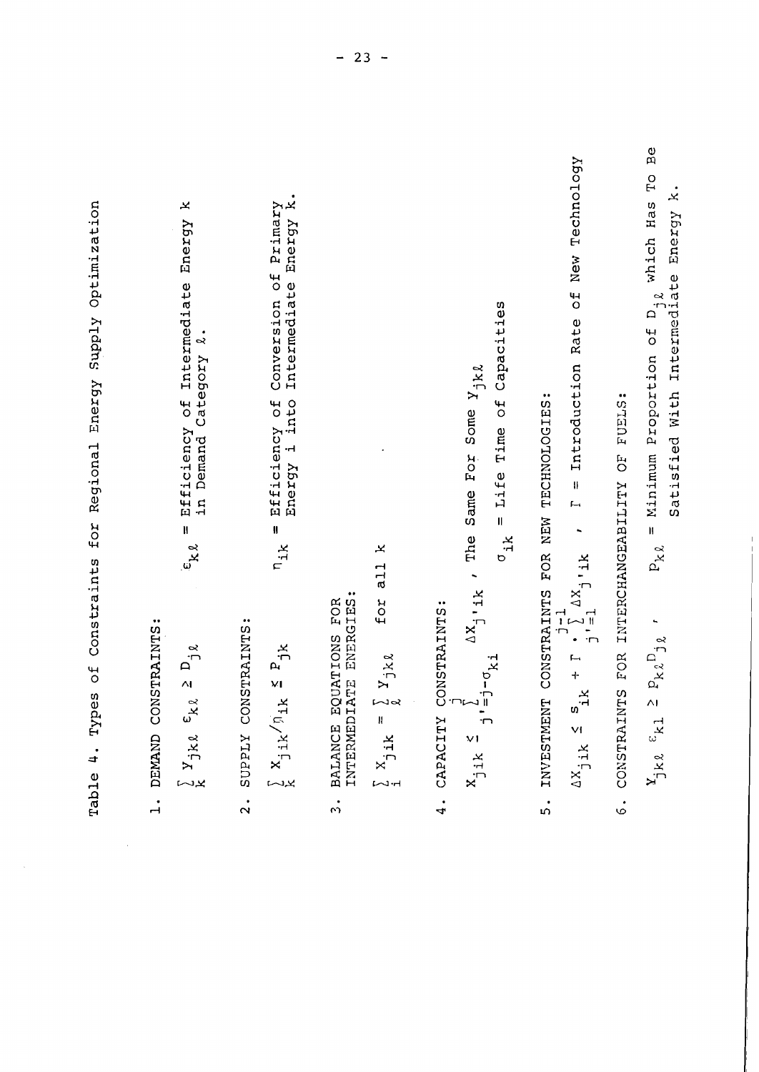Table 4. Types of Constraints for Regional Energy Supply Optimization

1. DEMAND CONSTRAINTS:

$$\sum_k Y_{jk\ell}\ \varepsilon_{k\ell} \geq D_{j\ell}$$

$\varepsilon_{k\ell}$ = Efficiency of Intermediate Energy k in Demand Category $\ell$.

2. SUPPLY CONSTRAINTS:

$$\sum_k X_{jik}/\eta_{ik} \leq P_{jk}$$

$\eta_{ik}$ = Efficiency of Conversion of Primary Energy i into Intermediate Energy k.

3. BALANCE EQUATIONS FOR INTERMEDIATE ENERGIES:

$$\sum_i X_{jik} = \sum_\ell Y_{jk\ell} \quad \text{for all k}$$

4. CAPACITY CONSTRAINTS:

$$X_{jik} \leq \sum_{j'=j-\sigma_{ki}}^{j} \Delta X_{j'ik}$$ , The Same For Some $Y_{jk\ell}$

$\sigma_{ik}$ = Life Time of Capacities

5. INVESTMENT CONSTRAINTS FOR NEW TECHNOLOGIES:

$$\Delta X_{jik} \leq s_{ik} + \Gamma \cdot \sum_{j'=1}^{j-1} \Delta X_{j'ik}$$ , $\Gamma$ = Introduction Rate of New Technology

6. CONSTRAINTS FOR INTERCHANGEABILITY OF FUELS:

$$Y_{jk\ell}\ \varepsilon_{kl} \geq p_{k\ell} D_{j\ell}$$ , $p_{k\ell}$ = Minimum Proportion of $D_{j\ell}$ which Has To Be Satisfied With Intermediate Energy k.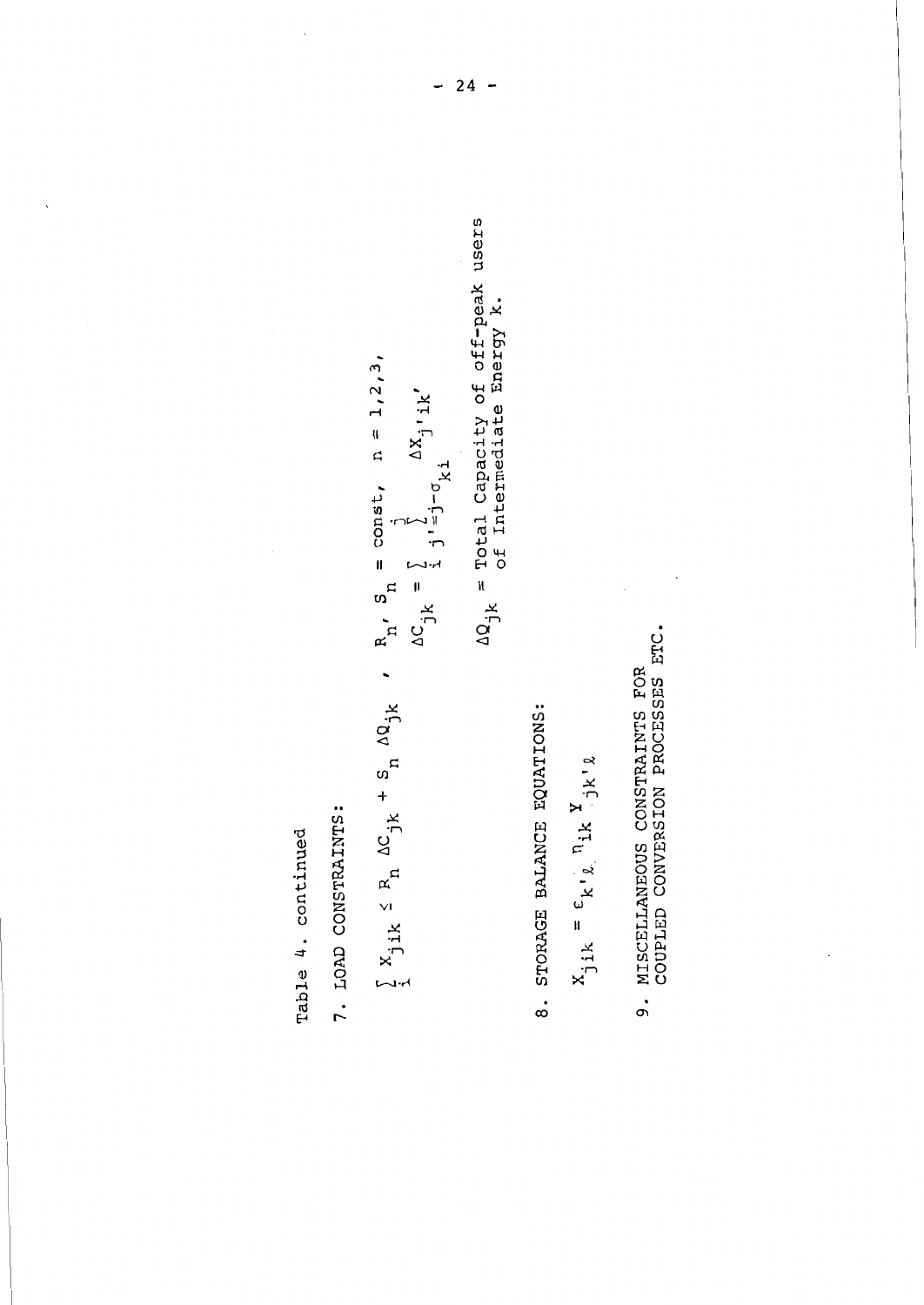Table 4. continued

7. LOAD CONSTRAINTS:

$$\sum_i x_{jik} \leq R_n \, \Delta C_{jk} + S_n \, \Delta Q_{jk} \quad , \quad R_n, \, S_n = \text{const}, \quad n = 1,2,3,$$

$$\Delta C_{jk} = \sum_i \sum_{j'=j-\sigma_{ki}}^{j} \Delta X_{j'ik'}$$

$\Delta Q_{jk}$ = Total Capacity of off-peak users of Intermediate Energy k.

8. STORAGE BALANCE EQUATIONS:

$$x_{jik} = \varepsilon_{k'\ell} \, \eta_{ik} \, Y_{jk'\ell}$$

9. MISCELLANEOUS CONSTRAINTS FOR COUPLED CONVERSION PROCESSES ETC.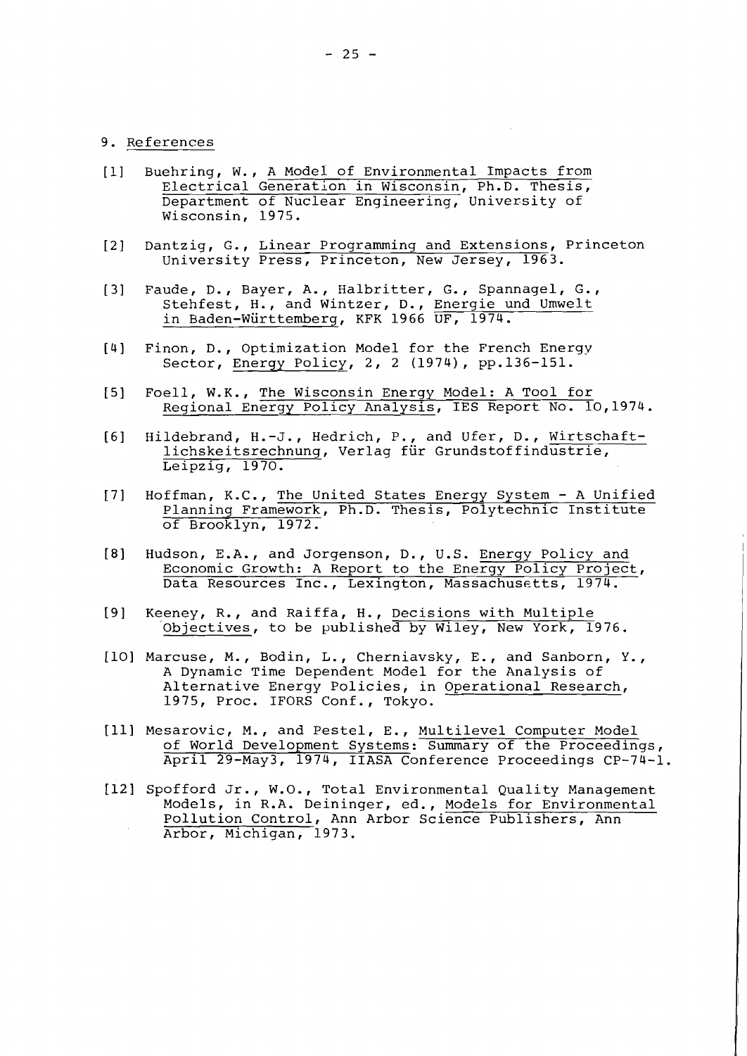## 9. References

[1] Buehring, W., A Model of Environmental Impacts from Electrical Generation in Wisconsin, Ph.D. Thesis, Department of Nuclear Engineering, University of Wisconsin, 1975.

[2] Dantzig, G., Linear Programming and Extensions, Princeton University Press, Princeton, New Jersey, 1963.

[3] Faude, D., Bayer, A., Halbritter, G., Spannagel, G., Stehfest, H., and Wintzer, D., Energie und Umwelt in Baden-Württemberg, KFK 1966 UF, 1974.

[4] Finon, D., Optimization Model for the French Energy Sector, Energy Policy, 2, 2 (1974), pp.136-151.

[5] Foell, W.K., The Wisconsin Energy Model: A Tool for Regional Energy Policy Analysis, IES Report No. 10,1974.

[6] Hildebrand, H.-J., Hedrich, P., and Ufer, D., Wirtschaftlichkeitsrechnung, Verlag für Grundstoffindustrie, Leipzig, 1970.

[7] Hoffman, K.C., The United States Energy System - A Unified Planning Framework, Ph.D. Thesis, Polytechnic Institute of Brooklyn, 1972.

[8] Hudson, E.A., and Jorgenson, D., U.S. Energy Policy and Economic Growth: A Report to the Energy Policy Project, Data Resources Inc., Lexington, Massachusetts, 1974.

[9] Keeney, R., and Raiffa, H., Decisions with Multiple Objectives, to be published by Wiley, New York, 1976.

[10] Marcuse, M., Bodin, L., Cherniavsky, E., and Sanborn, Y., A Dynamic Time Dependent Model for the Analysis of Alternative Energy Policies, in Operational Research, 1975, Proc. IFORS Conf., Tokyo.

[11] Mesarovic, M., and Pestel, E., Multilevel Computer Model of World Development Systems: Summary of the Proceedings, April 29-May3, 1974, IIASA Conference Proceedings CP-74-1.

[12] Spofford Jr., W.O., Total Environmental Quality Management Models, in R.A. Deininger, ed., Models for Environmental Pollution Control, Ann Arbor Science Publishers, Ann Arbor, Michigan, 1973.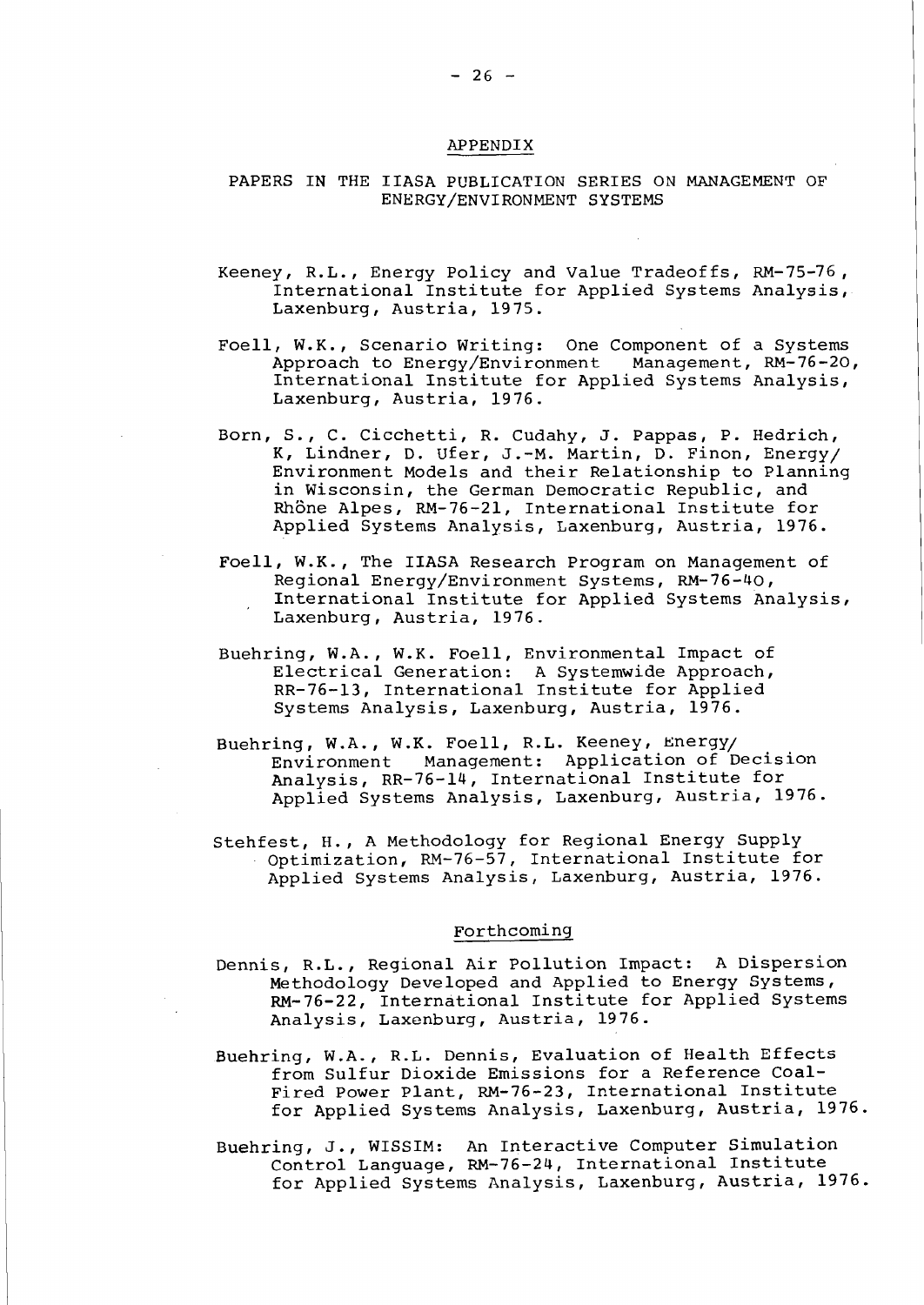# APPENDIX

## PAPERS IN THE IIASA PUBLICATION SERIES ON MANAGEMENT OF ENERGY/ENVIRONMENT SYSTEMS

Keeney, R.L., Energy Policy and Value Tradeoffs, RM-75-76, International Institute for Applied Systems Analysis, Laxenburg, Austria, 1975.

Foell, W.K., Scenario Writing: One Component of a Systems Approach to Energy/Environment Management, RM-76-20, International Institute for Applied Systems Analysis, Laxenburg, Austria, 1976.

Born, S., C. Cicchetti, R. Cudahy, J. Pappas, P. Hedrich, K, Lindner, D. Ufer, J.-M. Martin, D. Finon, Energy/ Environment Models and their Relationship to Planning in Wisconsin, the German Democratic Republic, and Rhône Alpes, RM-76-21, International Institute for Applied Systems Analysis, Laxenburg, Austria, 1976.

Foell, W.K., The IIASA Research Program on Management of Regional Energy/Environment Systems, RM-76-40, International Institute for Applied Systems Analysis, Laxenburg, Austria, 1976.

Buehring, W.A., W.K. Foell, Environmental Impact of Electrical Generation: A Systemwide Approach, RR-76-13, International Institute for Applied Systems Analysis, Laxenburg, Austria, 1976.

Buehring, W.A., W.K. Foell, R.L. Keeney, Energy/ Environment Management: Application of Decision Analysis, RR-76-14, International Institute for Applied Systems Analysis, Laxenburg, Austria, 1976.

Stehfest, H., A Methodology for Regional Energy Supply Optimization, RM-76-57, International Institute for Applied Systems Analysis, Laxenburg, Austria, 1976.

### Forthcoming

Dennis, R.L., Regional Air Pollution Impact: A Dispersion Methodology Developed and Applied to Energy Systems, RM-76-22, International Institute for Applied Systems Analysis, Laxenburg, Austria, 1976.

Buehring, W.A., R.L. Dennis, Evaluation of Health Effects from Sulfur Dioxide Emissions for a Reference Coal-Fired Power Plant, RM-76-23, International Institute for Applied Systems Analysis, Laxenburg, Austria, 1976.

Buehring, J., WISSIM: An Interactive Computer Simulation Control Language, RM-76-24, International Institute for Applied Systems Analysis, Laxenburg, Austria, 1976.